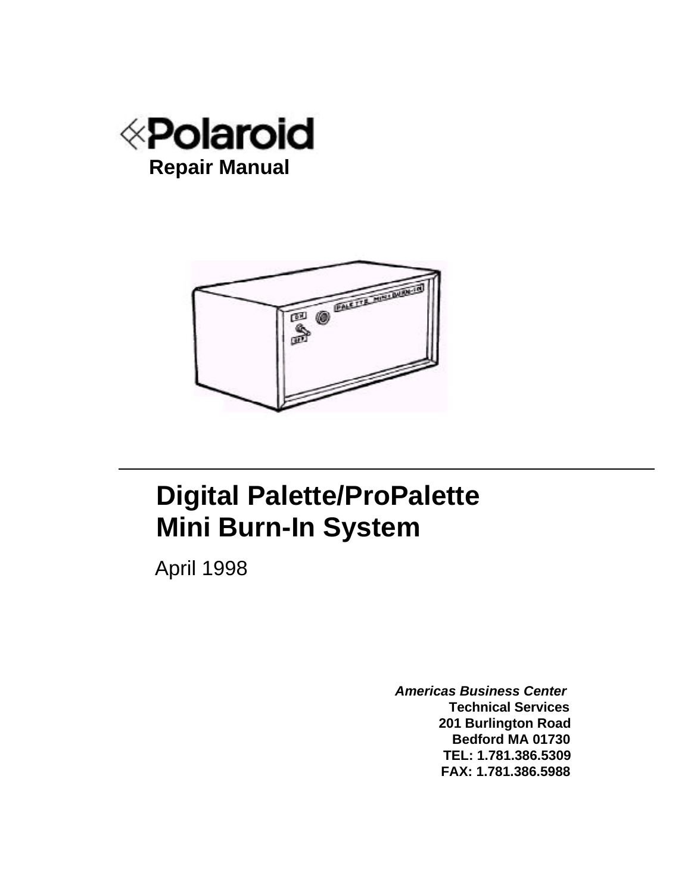Polaroid

**Repair Manual**

# Digital Palette/ProPalette Mini Burn-In System

April 1998

***Americas Business Center***
**Technical Services**
**201 Burlington Road**
**Bedford MA 01730**
**TEL: 1.781.386.5309**
**FAX: 1.781.386.5988**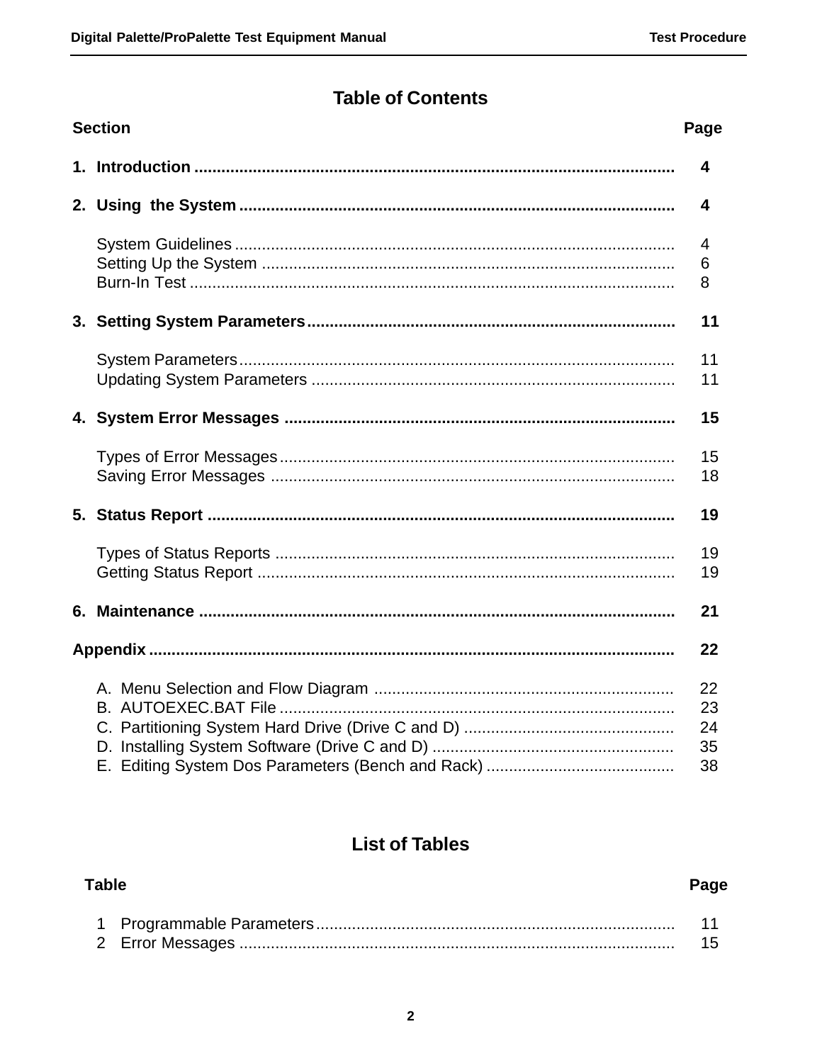# Table of Contents

| Section | Page |
|---|---|
| **1. Introduction** | **4** |
| **2. Using the System** | **4** |
| System Guidelines | 4 |
| Setting Up the System | 6 |
| Burn-In Test | 8 |
| **3. Setting System Parameters** | **11** |
| System Parameters | 11 |
| Updating System Parameters | 11 |
| **4. System Error Messages** | **15** |
| Types of Error Messages | 15 |
| Saving Error Messages | 18 |
| **5. Status Report** | **19** |
| Types of Status Reports | 19 |
| Getting Status Report | 19 |
| **6. Maintenance** | **21** |
| **Appendix** | **22** |
| A. Menu Selection and Flow Diagram | 22 |
| B. AUTOEXEC.BAT File | 23 |
| C. Partitioning System Hard Drive (Drive C and D) | 24 |
| D. Installing System Software (Drive C and D) | 35 |
| E. Editing System Dos Parameters (Bench and Rack) | 38 |

# List of Tables

| Table | | Page |
|---|---|---|
| 1 | Programmable Parameters | 11 |
| 2 | Error Messages | 15 |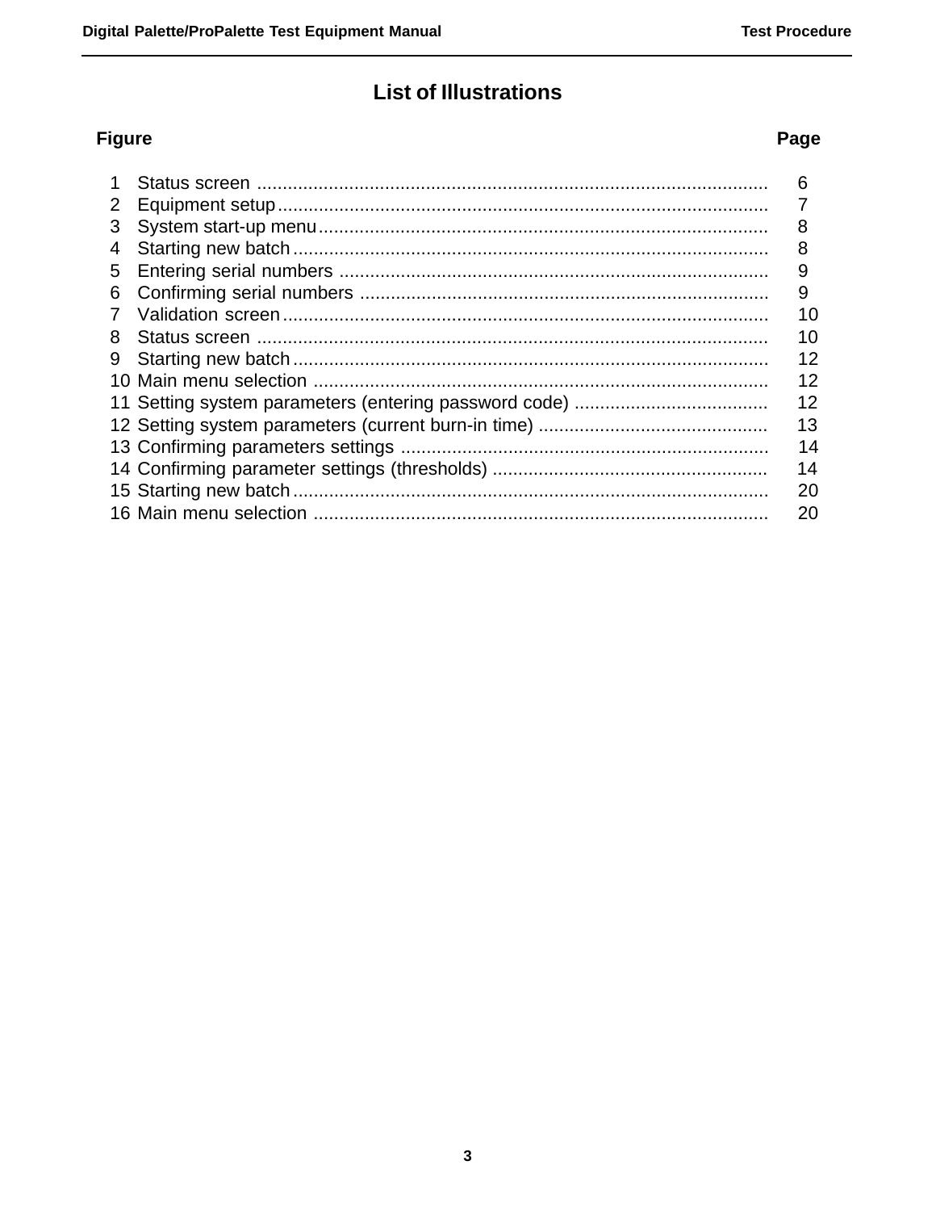# List of Illustrations

| Figure | | Page |
|---|---|---|
| 1 | Status screen | 6 |
| 2 | Equipment setup | 7 |
| 3 | System start-up menu | 8 |
| 4 | Starting new batch | 8 |
| 5 | Entering serial numbers | 9 |
| 6 | Confirming serial numbers | 9 |
| 7 | Validation screen | 10 |
| 8 | Status screen | 10 |
| 9 | Starting new batch | 12 |
| 10 | Main menu selection | 12 |
| 11 | Setting system parameters (entering password code) | 12 |
| 12 | Setting system parameters (current burn-in time) | 13 |
| 13 | Confirming parameters settings | 14 |
| 14 | Confirming parameter settings (thresholds) | 14 |
| 15 | Starting new batch | 20 |
| 16 | Main menu selection | 20 |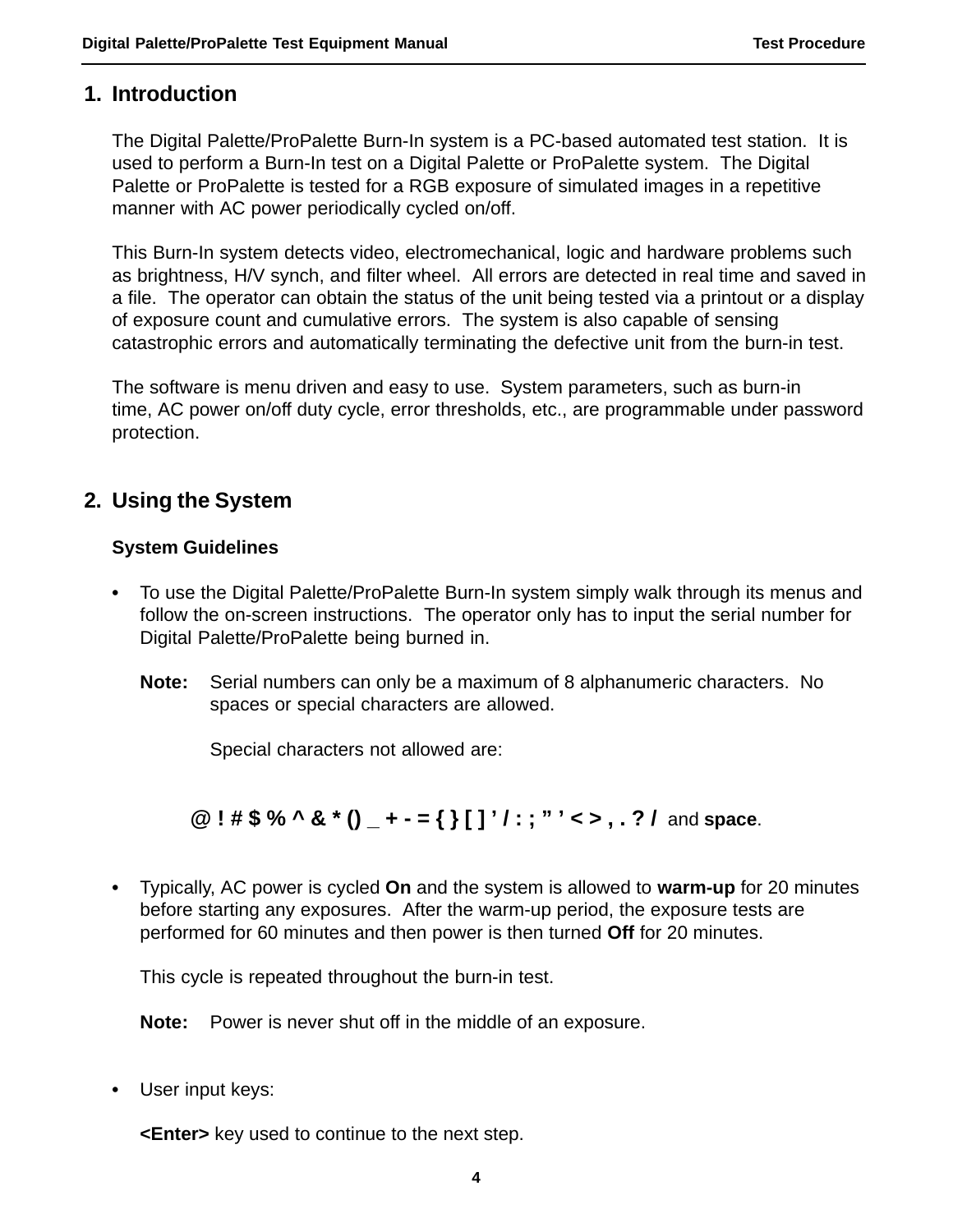# 1. Introduction

The Digital Palette/ProPalette Burn-In system is a PC-based automated test station. It is used to perform a Burn-In test on a Digital Palette or ProPalette system. The Digital Palette or ProPalette is tested for a RGB exposure of simulated images in a repetitive manner with AC power periodically cycled on/off.

This Burn-In system detects video, electromechanical, logic and hardware problems such as brightness, H/V synch, and filter wheel. All errors are detected in real time and saved in a file. The operator can obtain the status of the unit being tested via a printout or a display of exposure count and cumulative errors. The system is also capable of sensing catastrophic errors and automatically terminating the defective unit from the burn-in test.

The software is menu driven and easy to use. System parameters, such as burn-in time, AC power on/off duty cycle, error thresholds, etc., are programmable under password protection.

# 2. Using the System

### System Guidelines

- To use the Digital Palette/ProPalette Burn-In system simply walk through its menus and follow the on-screen instructions. The operator only has to input the serial number for Digital Palette/ProPalette being burned in.

  **Note:** Serial numbers can only be a maximum of 8 alphanumeric characters. No spaces or special characters are allowed.

  Special characters not allowed are:

  **@ ! # $ % ^ & * () _ + - = { } [ ] ' / : ; " ' < > , . ? /** and **space**.

- Typically, AC power is cycled **On** and the system is allowed to **warm-up** for 20 minutes before starting any exposures. After the warm-up period, the exposure tests are performed for 60 minutes and then power is then turned **Off** for 20 minutes.

  This cycle is repeated throughout the burn-in test.

  **Note:** Power is never shut off in the middle of an exposure.

- User input keys:

  **<Enter>** key used to continue to the next step.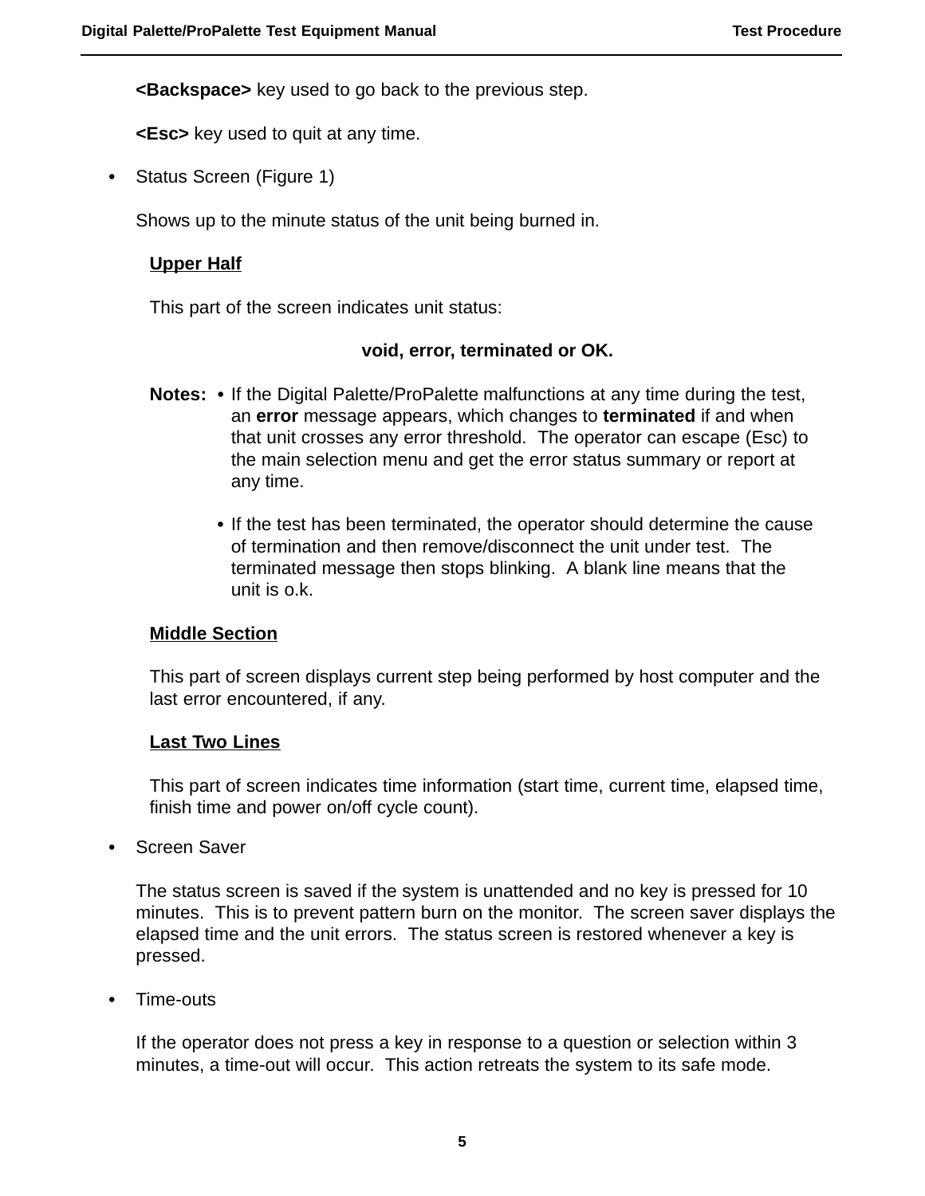**<Backspace>** key used to go back to the previous step.

**<Esc>** key used to quit at any time.

- Status Screen (Figure 1)

  Shows up to the minute status of the unit being burned in.

  **Upper Half**

  This part of the screen indicates unit status:

  **void, error, terminated or OK.**

  **Notes:**
  - If the Digital Palette/ProPalette malfunctions at any time during the test, an **error** message appears, which changes to **terminated** if and when that unit crosses any error threshold. The operator can escape (Esc) to the main selection menu and get the error status summary or report at any time.
  - If the test has been terminated, the operator should determine the cause of termination and then remove/disconnect the unit under test. The terminated message then stops blinking. A blank line means that the unit is o.k.

  **Middle Section**

  This part of screen displays current step being performed by host computer and the last error encountered, if any.

  **Last Two Lines**

  This part of screen indicates time information (start time, current time, elapsed time, finish time and power on/off cycle count).

- Screen Saver

  The status screen is saved if the system is unattended and no key is pressed for 10 minutes. This is to prevent pattern burn on the monitor. The screen saver displays the elapsed time and the unit errors. The status screen is restored whenever a key is pressed.

- Time-outs

  If the operator does not press a key in response to a question or selection within 3 minutes, a time-out will occur. This action retreats the system to its safe mode.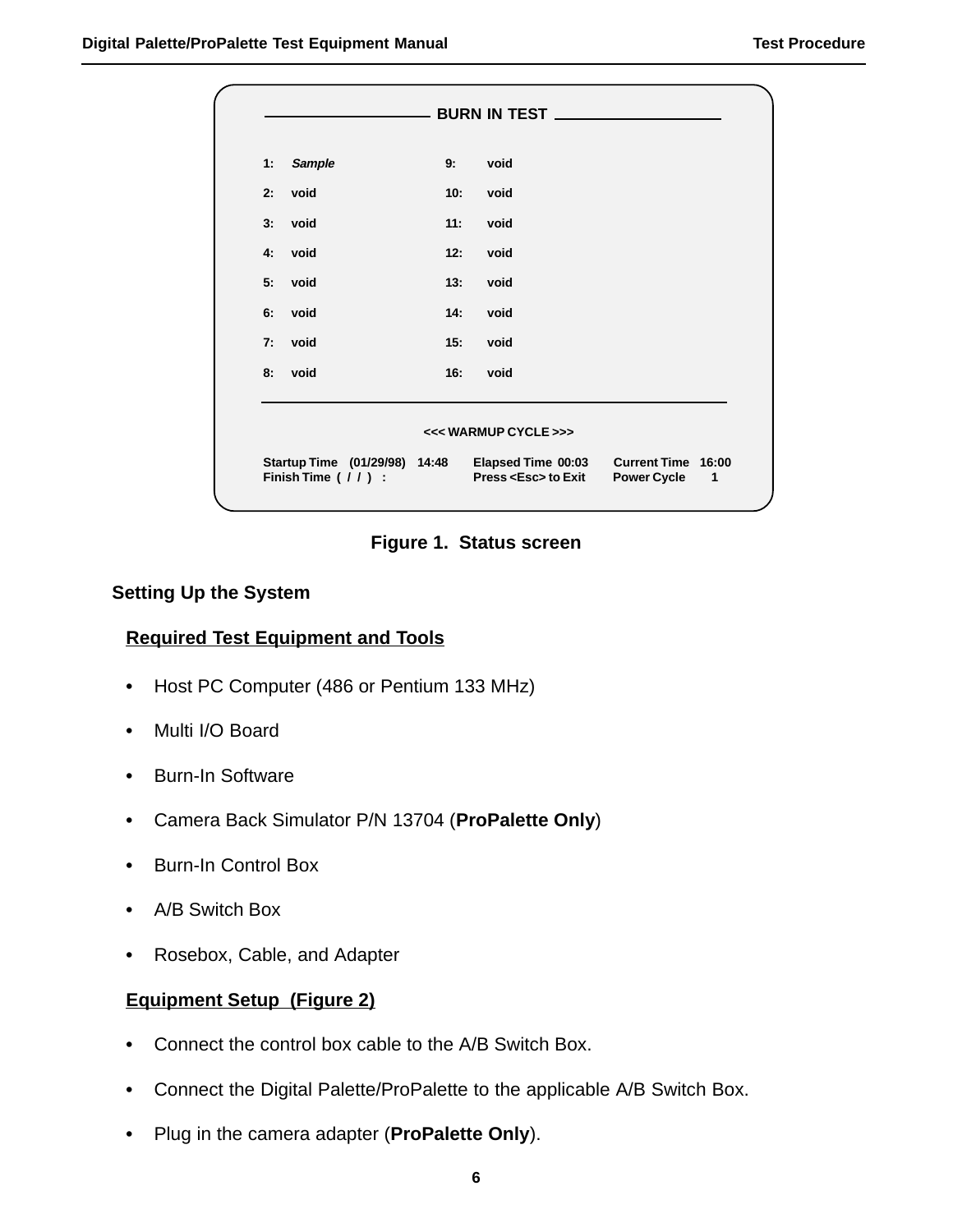```
                    BURN IN TEST

1:  Sample              9:   void
2:  void                10:  void
3:  void                11:  void
4:  void                12:  void
5:  void                13:  void
6:  void                14:  void
7:  void                15:  void
8:  void                16:  void

                <<< WARMUP CYCLE >>>

Startup Time  (01/29/98)  14:48   Elapsed Time 00:03   Current Time  16:00
Finish Time  ( / / )  :           Press <Esc> to Exit  Power Cycle     1
```

**Figure 1. Status screen**

## Setting Up the System

### Required Test Equipment and Tools

- Host PC Computer (486 or Pentium 133 MHz)
- Multi I/O Board
- Burn-In Software
- Camera Back Simulator P/N 13704 (**ProPalette Only**)
- Burn-In Control Box
- A/B Switch Box
- Rosebox, Cable, and Adapter

### Equipment Setup (Figure 2)

- Connect the control box cable to the A/B Switch Box.
- Connect the Digital Palette/ProPalette to the applicable A/B Switch Box.
- Plug in the camera adapter (**ProPalette Only**).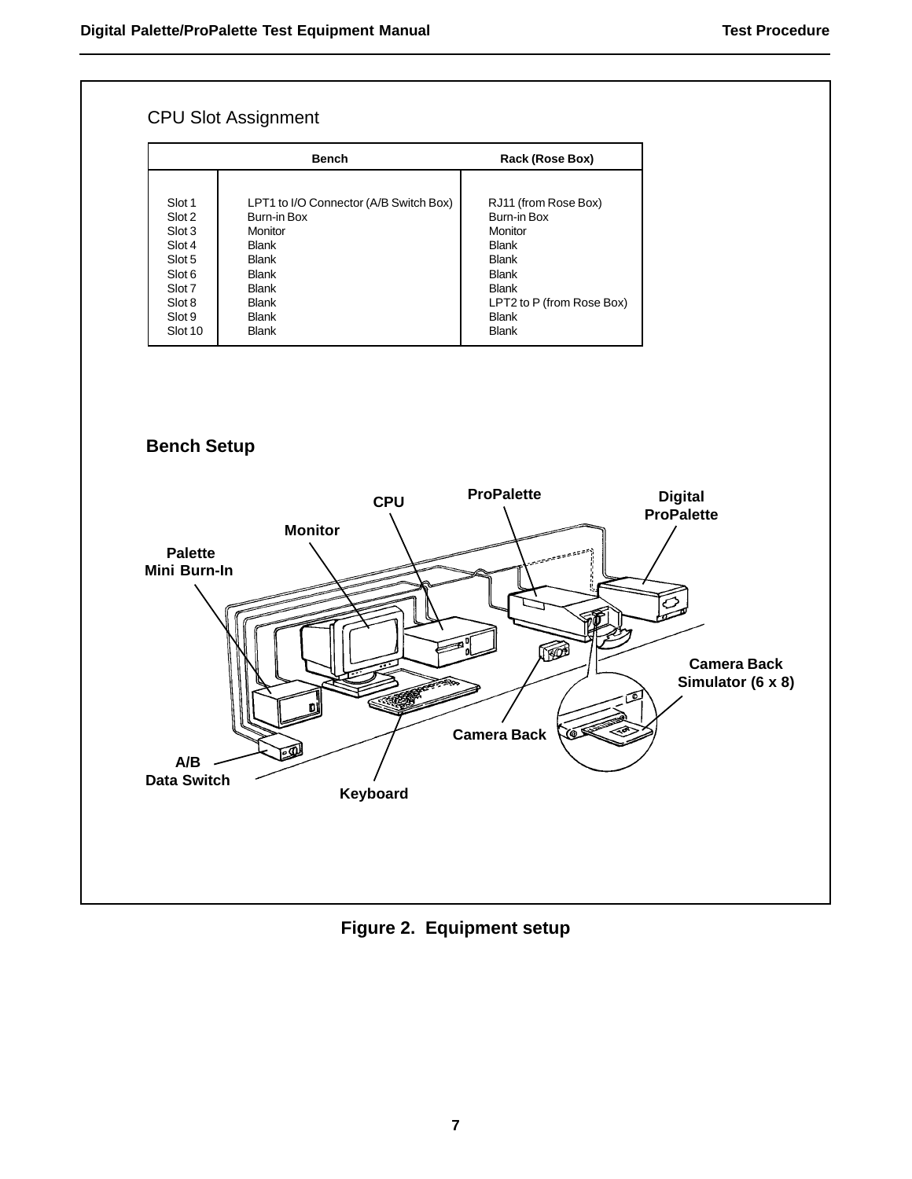## CPU Slot Assignment

| | Bench | Rack (Rose Box) |
|---|---|---|
| Slot 1 | LPT1 to I/O Connector (A/B Switch Box) | RJ11 (from Rose Box) |
| Slot 2 | Burn-in Box | Burn-in Box |
| Slot 3 | Monitor | Monitor |
| Slot 4 | Blank | Blank |
| Slot 5 | Blank | Blank |
| Slot 6 | Blank | Blank |
| Slot 7 | Blank | Blank |
| Slot 8 | Blank | LPT2 to P (from Rose Box) |
| Slot 9 | Blank | Blank |
| Slot 10 | Blank | Blank |

## Bench Setup

ProPalette

CPU

Digital ProPalette

Monitor

Palette Mini Burn-In

Camera Back Simulator (6 x 8)

Camera Back

A/B Data Switch

Keyboard

**Figure 2. Equipment setup**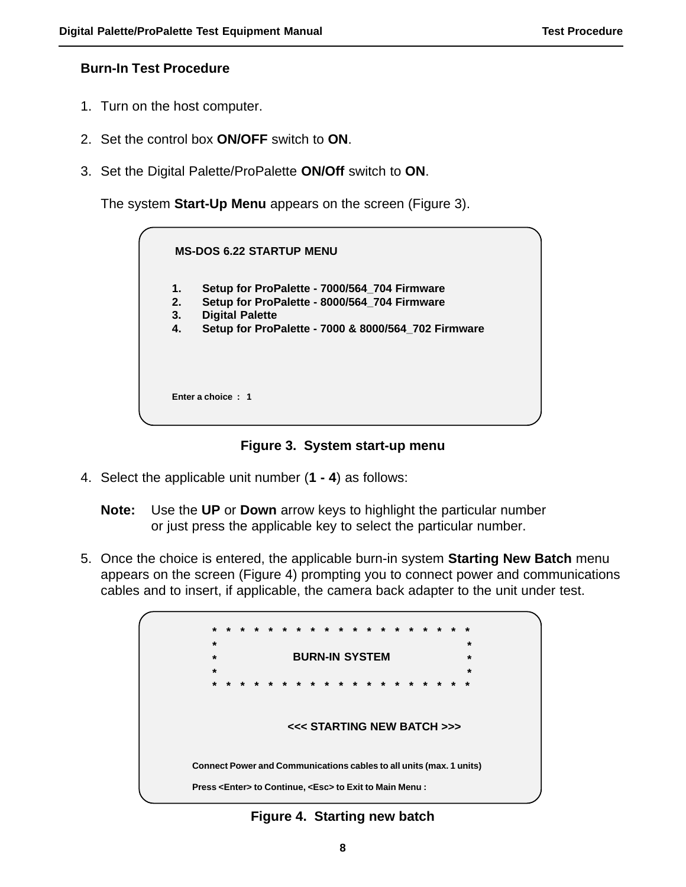## Burn-In Test Procedure

1. Turn on the host computer.

2. Set the control box **ON/OFF** switch to **ON**.

3. Set the Digital Palette/ProPalette **ON/Off** switch to **ON**.

   The system **Start-Up Menu** appears on the screen (Figure 3).

```
 MS-DOS 6.22 STARTUP MENU

1.    Setup for ProPalette - 7000/564_704 Firmware
2.    Setup for ProPalette - 8000/564_704 Firmware
3.    Digital Palette
4.    Setup for ProPalette - 7000 & 8000/564_702 Firmware



Enter a choice  :   1
```

**Figure 3. System start-up menu**

4. Select the applicable unit number (**1 - 4**) as follows:

   **Note:** Use the **UP** or **Down** arrow keys to highlight the particular number or just press the applicable key to select the particular number.

5. Once the choice is entered, the applicable burn-in system **Starting New Batch** menu appears on the screen (Figure 4) prompting you to connect power and communications cables and to insert, if applicable, the camera back adapter to the unit under test.

```
* * * * * * * * * * * * * * * * * * * *
*                                     *
*             BURN-IN SYSTEM          *
*                                     *
* * * * * * * * * * * * * * * * * * * *


          <<< STARTING NEW BATCH >>>


Connect Power and Communications cables to all units (max. 1 units)

Press <Enter> to Continue, <Esc> to Exit to Main Menu :
```

**Figure 4. Starting new batch**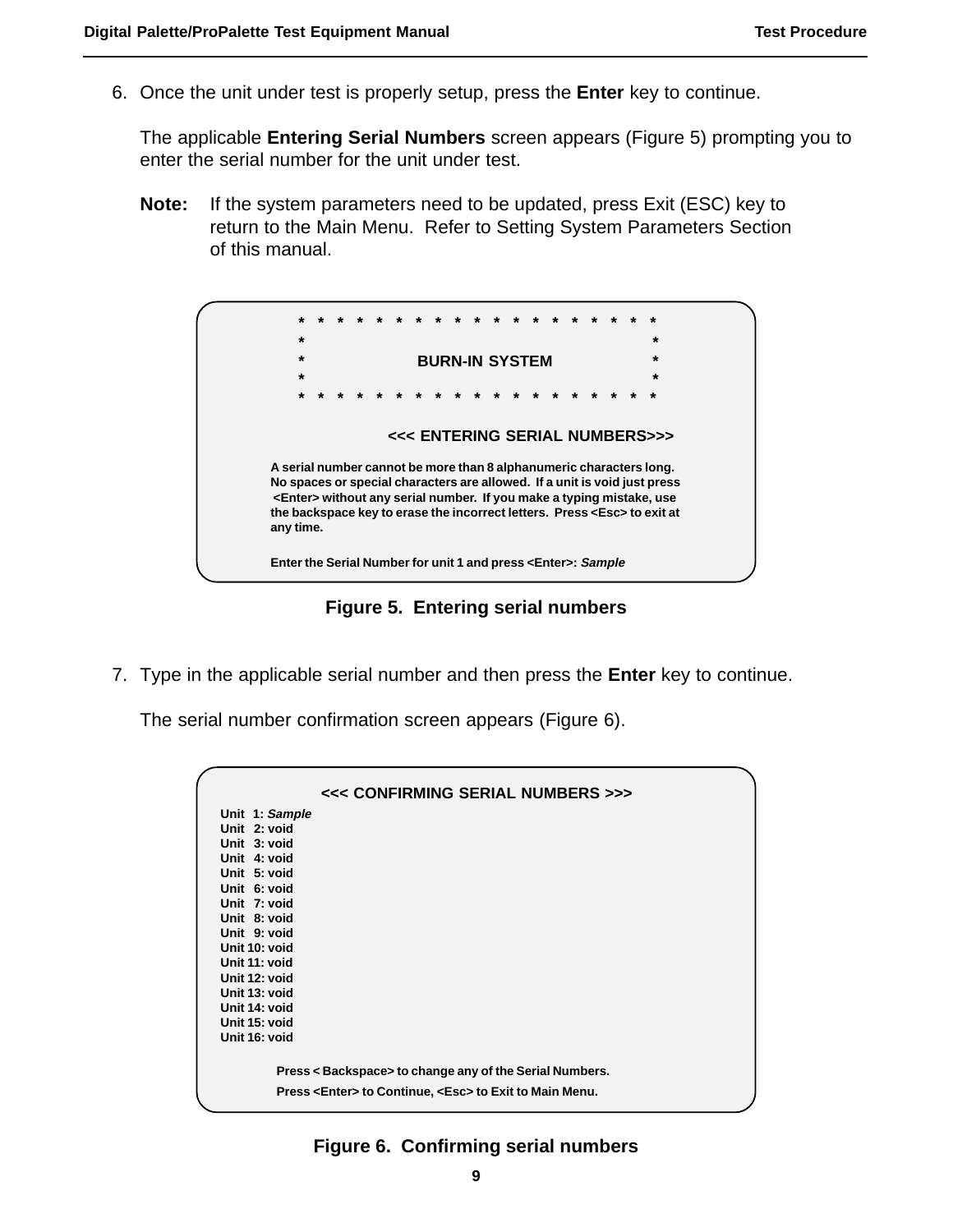6. Once the unit under test is properly setup, press the **Enter** key to continue.

   The applicable **Entering Serial Numbers** screen appears (Figure 5) prompting you to enter the serial number for the unit under test.

   **Note:** If the system parameters need to be updated, press Exit (ESC) key to return to the Main Menu. Refer to Setting System Parameters Section of this manual.

```
* * * * * * * * * * * * * * * * * * *
*                                   *
*          BURN-IN SYSTEM           *
*                                   *
* * * * * * * * * * * * * * * * * * *

<<< ENTERING SERIAL NUMBERS>>>

A serial number cannot be more than 8 alphanumeric characters long.
No spaces or special characters are allowed. If a unit is void just press
<Enter> without any serial number. If you make a typing mistake, use
the backspace key to erase the incorrect letters. Press <Esc> to exit at
any time.

Enter the Serial Number for unit 1 and press <Enter>: Sample
```

**Figure 5. Entering serial numbers**

7. Type in the applicable serial number and then press the **Enter** key to continue.

   The serial number confirmation screen appears (Figure 6).

```
<<< CONFIRMING SERIAL NUMBERS >>>
Unit  1: Sample
Unit  2: void
Unit  3: void
Unit  4: void
Unit  5: void
Unit  6: void
Unit  7: void
Unit  8: void
Unit  9: void
Unit 10: void
Unit 11: void
Unit 12: void
Unit 13: void
Unit 14: void
Unit 15: void
Unit 16: void

Press < Backspace> to change any of the Serial Numbers.
Press <Enter> to Continue, <Esc> to Exit to Main Menu.
```

**Figure 6. Confirming serial numbers**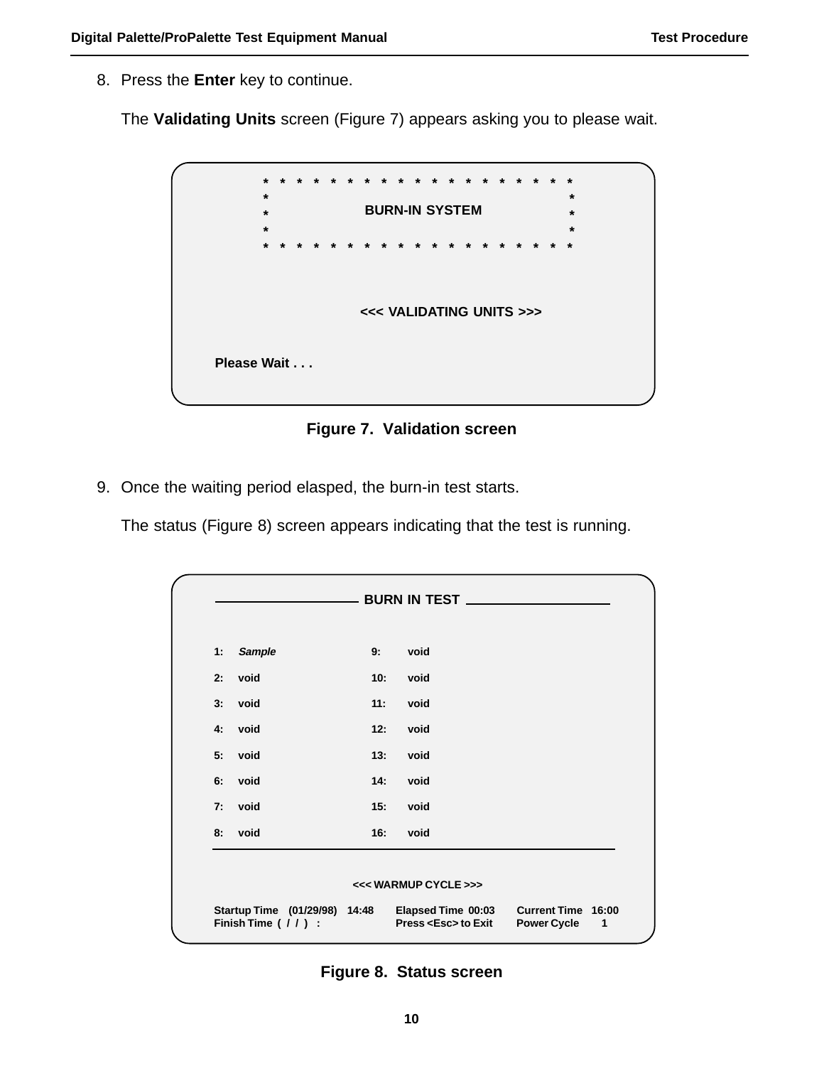8. Press the **Enter** key to continue.

   The **Validating Units** screen (Figure 7) appears asking you to please wait.

```
* * * * * * * * * * * * * * * * * * * *
*                                     *
*           BURN-IN SYSTEM            *
*                                     *
* * * * * * * * * * * * * * * * * * * *


            <<< VALIDATING UNITS >>>


Please Wait . . .
```

**Figure 7. Validation screen**

9. Once the waiting period elasped, the burn-in test starts.

   The status (Figure 8) screen appears indicating that the test is running.

```
________________ BURN IN TEST ________________

1:  Sample          9:   void
2:  void            10:  void
3:  void            11:  void
4:  void            12:  void
5:  void            13:  void
6:  void            14:  void
7:  void            15:  void
8:  void            16:  void
______________________________________________

              <<< WARMUP CYCLE >>>

Startup Time   (01/29/98)   14:48    Elapsed Time  00:03    Current Time   16:00
Finish Time  (  /  /  )   :          Press <Esc> to Exit    Power Cycle       1
```

**Figure 8. Status screen**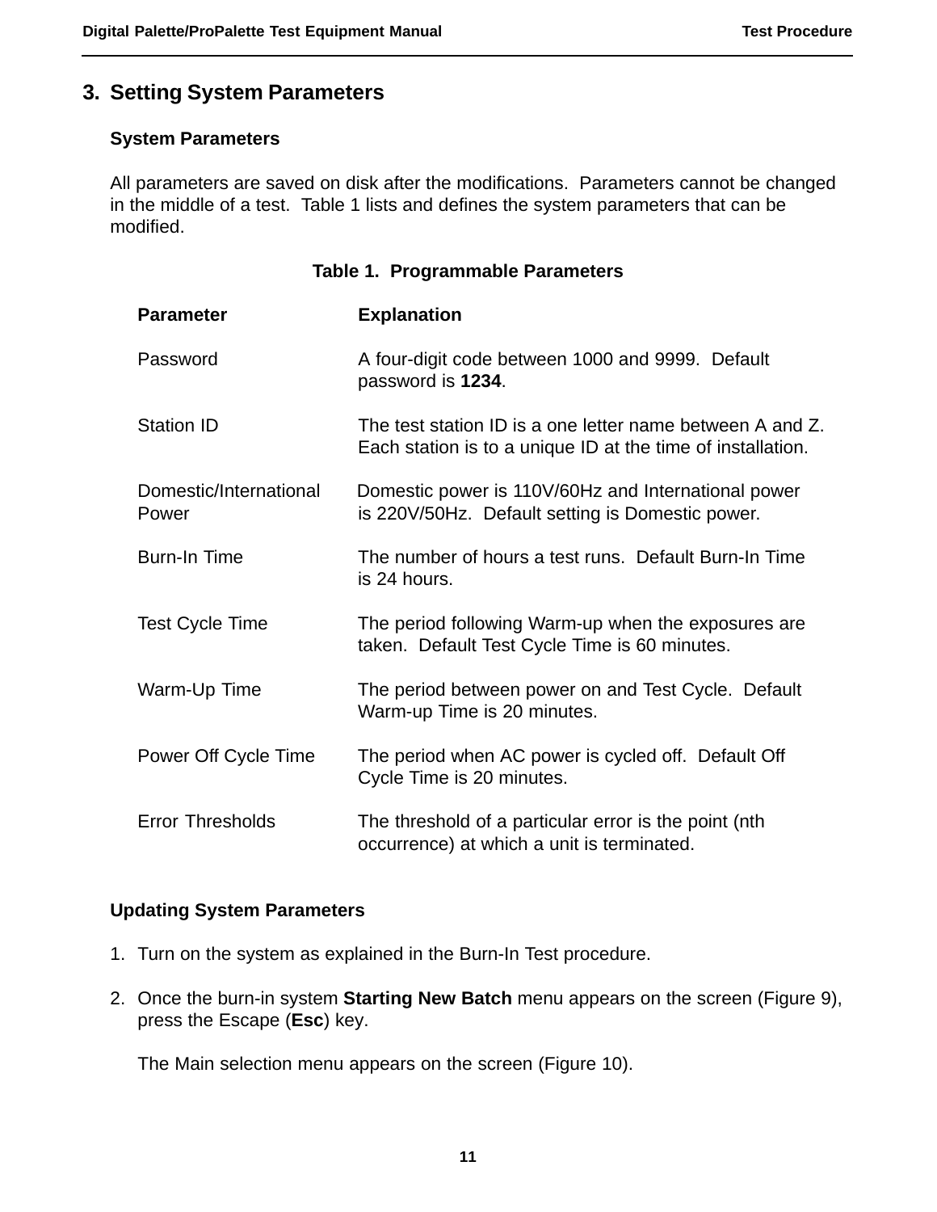## 3. Setting System Parameters

### System Parameters

All parameters are saved on disk after the modifications. Parameters cannot be changed in the middle of a test. Table 1 lists and defines the system parameters that can be modified.

**Table 1. Programmable Parameters**

| Parameter | Explanation |
|---|---|
| Password | A four-digit code between 1000 and 9999. Default password is **1234**. |
| Station ID | The test station ID is a one letter name between A and Z. Each station is to a unique ID at the time of installation. |
| Domestic/International Power | Domestic power is 110V/60Hz and International power is 220V/50Hz. Default setting is Domestic power. |
| Burn-In Time | The number of hours a test runs. Default Burn-In Time is 24 hours. |
| Test Cycle Time | The period following Warm-up when the exposures are taken. Default Test Cycle Time is 60 minutes. |
| Warm-Up Time | The period between power on and Test Cycle. Default Warm-up Time is 20 minutes. |
| Power Off Cycle Time | The period when AC power is cycled off. Default Off Cycle Time is 20 minutes. |
| Error Thresholds | The threshold of a particular error is the point (nth occurrence) at which a unit is terminated. |

### Updating System Parameters

1. Turn on the system as explained in the Burn-In Test procedure.

2. Once the burn-in system **Starting New Batch** menu appears on the screen (Figure 9), press the Escape (**Esc**) key.

   The Main selection menu appears on the screen (Figure 10).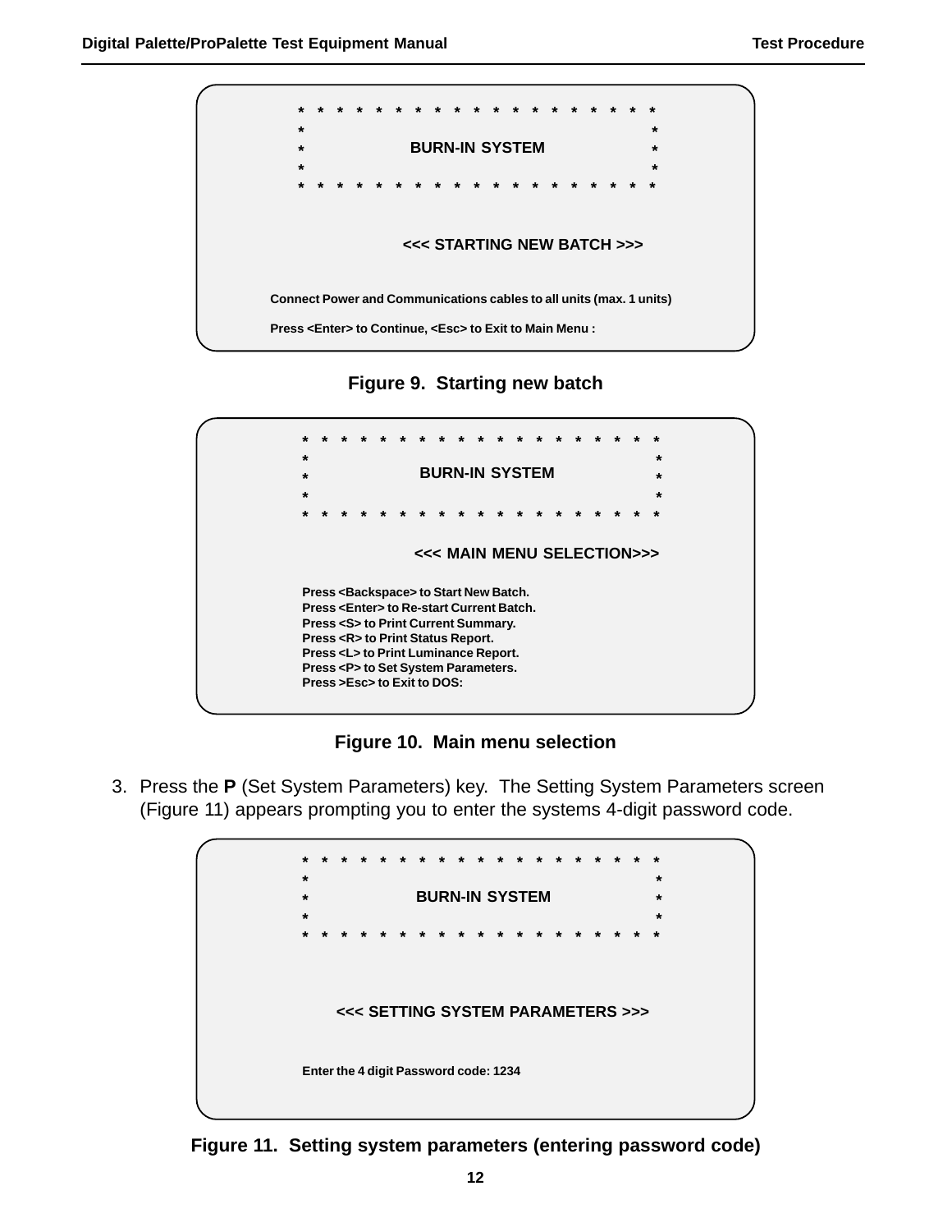```
*  *  *  *  *  *  *  *  *  *  *  *  *  *  *  *  *  *  *  *
*                                                        *
*                   BURN-IN SYSTEM                       *
*                                                        *
*  *  *  *  *  *  *  *  *  *  *  *  *  *  *  *  *  *  *  *


              <<< STARTING NEW BATCH >>>


Connect Power and Communications cables to all units (max. 1 units)

Press <Enter> to Continue, <Esc> to Exit to Main Menu :
```

**Figure 9. Starting new batch**

```
*  *  *  *  *  *  *  *  *  *  *  *  *  *  *  *  *  *  *  *
*                                                        *
*                   BURN-IN SYSTEM                       *
*                                                        *
*  *  *  *  *  *  *  *  *  *  *  *  *  *  *  *  *  *  *  *

              <<< MAIN MENU SELECTION>>>

Press <Backspace> to Start New Batch.
Press <Enter> to Re-start Current Batch.
Press <S> to Print Current Summary.
Press <R> to Print Status Report.
Press <L> to Print Luminance Report.
Press <P> to Set System Parameters.
Press >Esc> to Exit to DOS:
```

**Figure 10. Main menu selection**

3. Press the **P** (Set System Parameters) key. The Setting System Parameters screen (Figure 11) appears prompting you to enter the systems 4-digit password code.

```
*  *  *  *  *  *  *  *  *  *  *  *  *  *  *  *  *  *  *  *
*                                                        *
*                   BURN-IN SYSTEM                       *
*                                                        *
*  *  *  *  *  *  *  *  *  *  *  *  *  *  *  *  *  *  *  *



        <<< SETTING SYSTEM PARAMETERS >>>


Enter the 4 digit Password code: 1234
```

**Figure 11. Setting system parameters (entering password code)**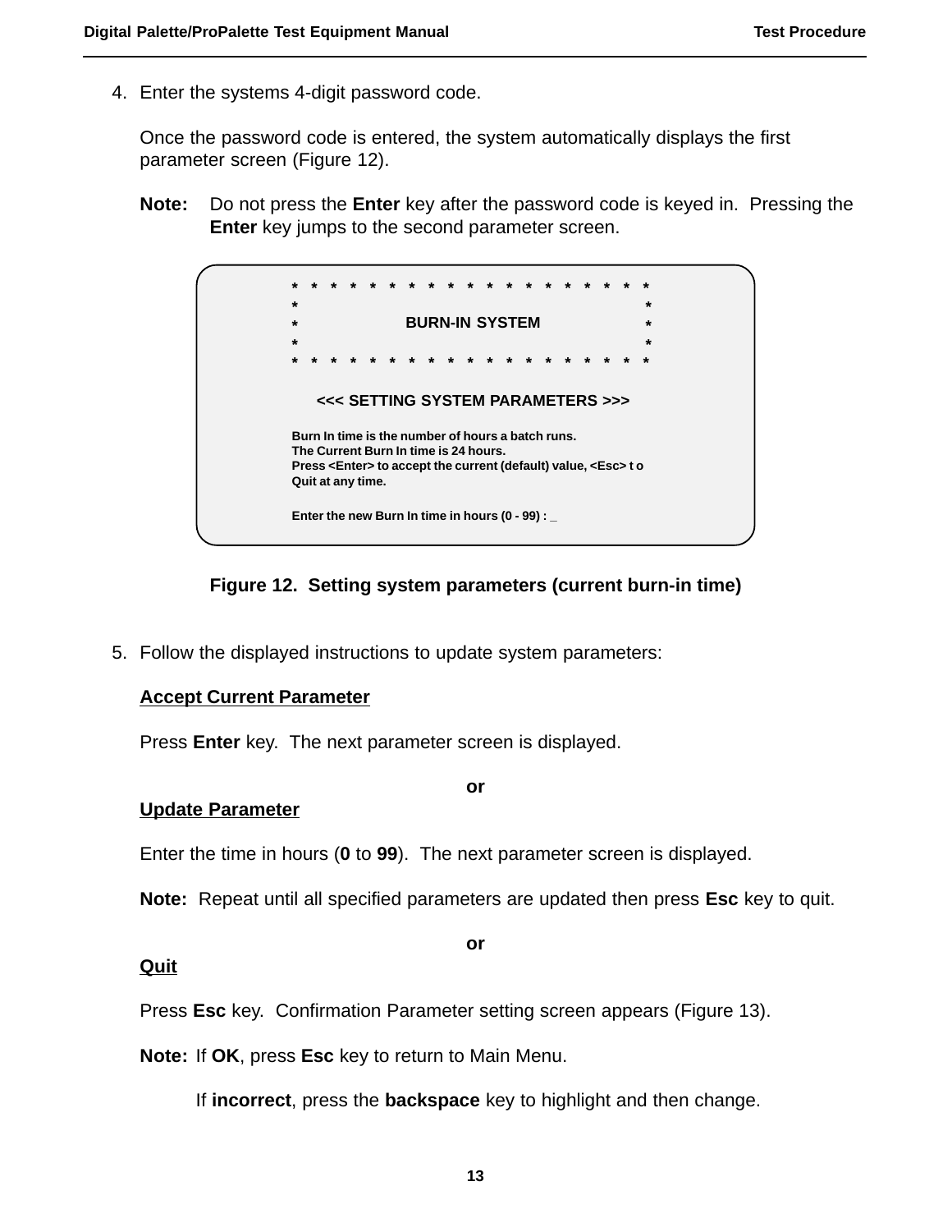4. Enter the systems 4-digit password code.

   Once the password code is entered, the system automatically displays the first parameter screen (Figure 12).

   **Note:** Do not press the **Enter** key after the password code is keyed in. Pressing the **Enter** key jumps to the second parameter screen.

```
* * * * * * * * * * * * * * * * * * *
*                                   *
*          BURN-IN SYSTEM           *
*                                   *
* * * * * * * * * * * * * * * * * * *

   <<< SETTING SYSTEM PARAMETERS >>>

Burn In time is the number of hours a batch runs.
The Current Burn In time is 24 hours.
Press <Enter> to accept the current (default) value, <Esc> t o
Quit at any time.

Enter the new Burn In time in hours (0 - 99) : _
```

**Figure 12. Setting system parameters (current burn-in time)**

5. Follow the displayed instructions to update system parameters:

   **Accept Current Parameter**

   Press **Enter** key. The next parameter screen is displayed.

   **or**

   **Update Parameter**

   Enter the time in hours (**0** to **99**). The next parameter screen is displayed.

   **Note:** Repeat until all specified parameters are updated then press **Esc** key to quit.

   **or**

   **Quit**

   Press **Esc** key. Confirmation Parameter setting screen appears (Figure 13).

   **Note:** If **OK**, press **Esc** key to return to Main Menu.

   If **incorrect**, press the **backspace** key to highlight and then change.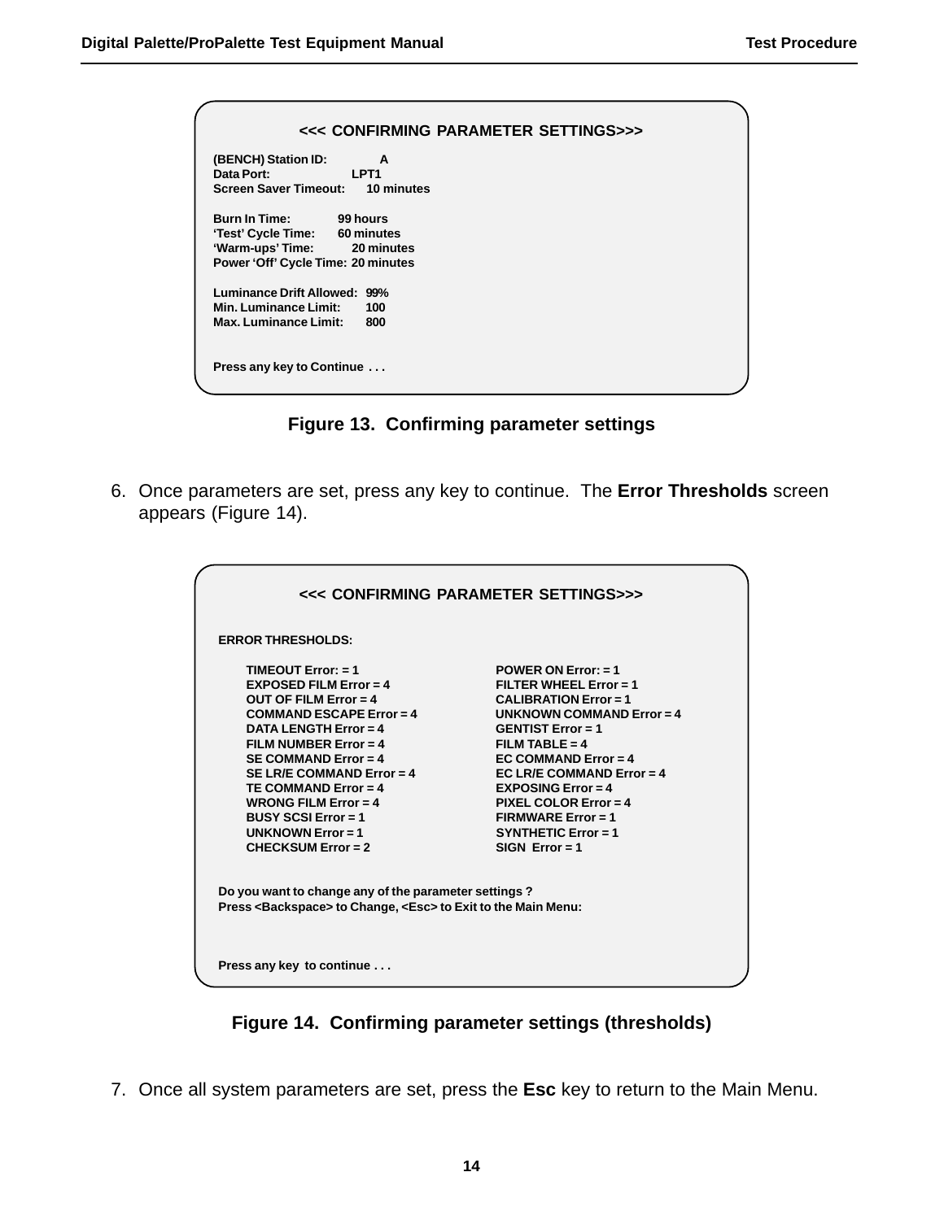```
<<< CONFIRMING PARAMETER SETTINGS>>>

(BENCH) Station ID:          A
Data Port:                   LPT1
Screen Saver Timeout:        10 minutes

Burn In Time:                99 hours
'Test' Cycle Time:           60 minutes
'Warm-ups' Time:             20 minutes
Power 'Off' Cycle Time:      20 minutes

Luminance Drift Allowed:     99%
Min. Luminance Limit:        100
Max. Luminance Limit:        800


Press any key to Continue . . .
```

**Figure 13. Confirming parameter settings**

6. Once parameters are set, press any key to continue. The **Error Thresholds** screen appears (Figure 14).

```
<<< CONFIRMING PARAMETER SETTINGS>>>

ERROR THRESHOLDS:

   TIMEOUT Error: = 1                 POWER ON Error: = 1
   EXPOSED FILM Error = 4             FILTER WHEEL Error = 1
   OUT OF FILM Error = 4              CALIBRATION Error = 1
   COMMAND ESCAPE Error = 4           UNKNOWN COMMAND Error = 4
   DATA LENGTH Error = 4              GENTIST Error = 1
   FILM NUMBER Error = 4              FILM TABLE = 4
   SE COMMAND Error = 4               EC COMMAND Error = 4
   SE LR/E COMMAND Error = 4          EC LR/E COMMAND Error = 4
   TE COMMAND Error = 4               EXPOSING Error = 4
   WRONG FILM Error = 4               PIXEL COLOR Error = 4
   BUSY SCSI Error = 1                FIRMWARE Error = 1
   UNKNOWN Error = 1                  SYNTHETIC Error = 1
   CHECKSUM Error = 2                 SIGN Error = 1


Do you want to change any of the parameter settings ?
Press <Backspace> to Change, <Esc> to Exit to the Main Menu:


Press any key to continue . . .
```

**Figure 14. Confirming parameter settings (thresholds)**

7. Once all system parameters are set, press the **Esc** key to return to the Main Menu.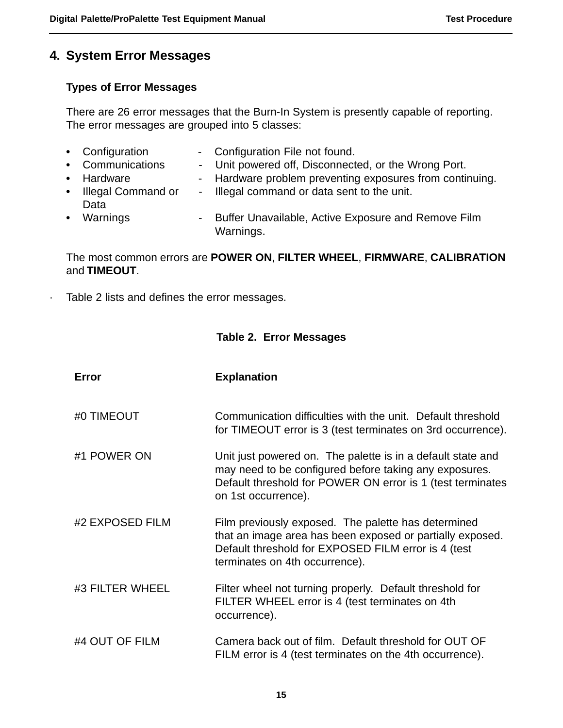## 4. System Error Messages

### Types of Error Messages

There are 26 error messages that the Burn-In System is presently capable of reporting. The error messages are grouped into 5 classes:

- Configuration - Configuration File not found.
- Communications - Unit powered off, Disconnected, or the Wrong Port.
- Hardware - Hardware problem preventing exposures from continuing.
- Illegal Command or Data - Illegal command or data sent to the unit.
- Warnings - Buffer Unavailable, Active Exposure and Remove Film Warnings.

The most common errors are **POWER ON**, **FILTER WHEEL**, **FIRMWARE**, **CALIBRATION** and **TIMEOUT**.

Table 2 lists and defines the error messages.

**Table 2. Error Messages**

| Error | Explanation |
|---|---|
| #0 TIMEOUT | Communication difficulties with the unit. Default threshold for TIMEOUT error is 3 (test terminates on 3rd occurrence). |
| #1 POWER ON | Unit just powered on. The palette is in a default state and may need to be configured before taking any exposures. Default threshold for POWER ON error is 1 (test terminates on 1st occurrence). |
| #2 EXPOSED FILM | Film previously exposed. The palette has determined that an image area has been exposed or partially exposed. Default threshold for EXPOSED FILM error is 4 (test terminates on 4th occurrence). |
| #3 FILTER WHEEL | Filter wheel not turning properly. Default threshold for FILTER WHEEL error is 4 (test terminates on 4th occurrence). |
| #4 OUT OF FILM | Camera back out of film. Default threshold for OUT OF FILM error is 4 (test terminates on the 4th occurrence). |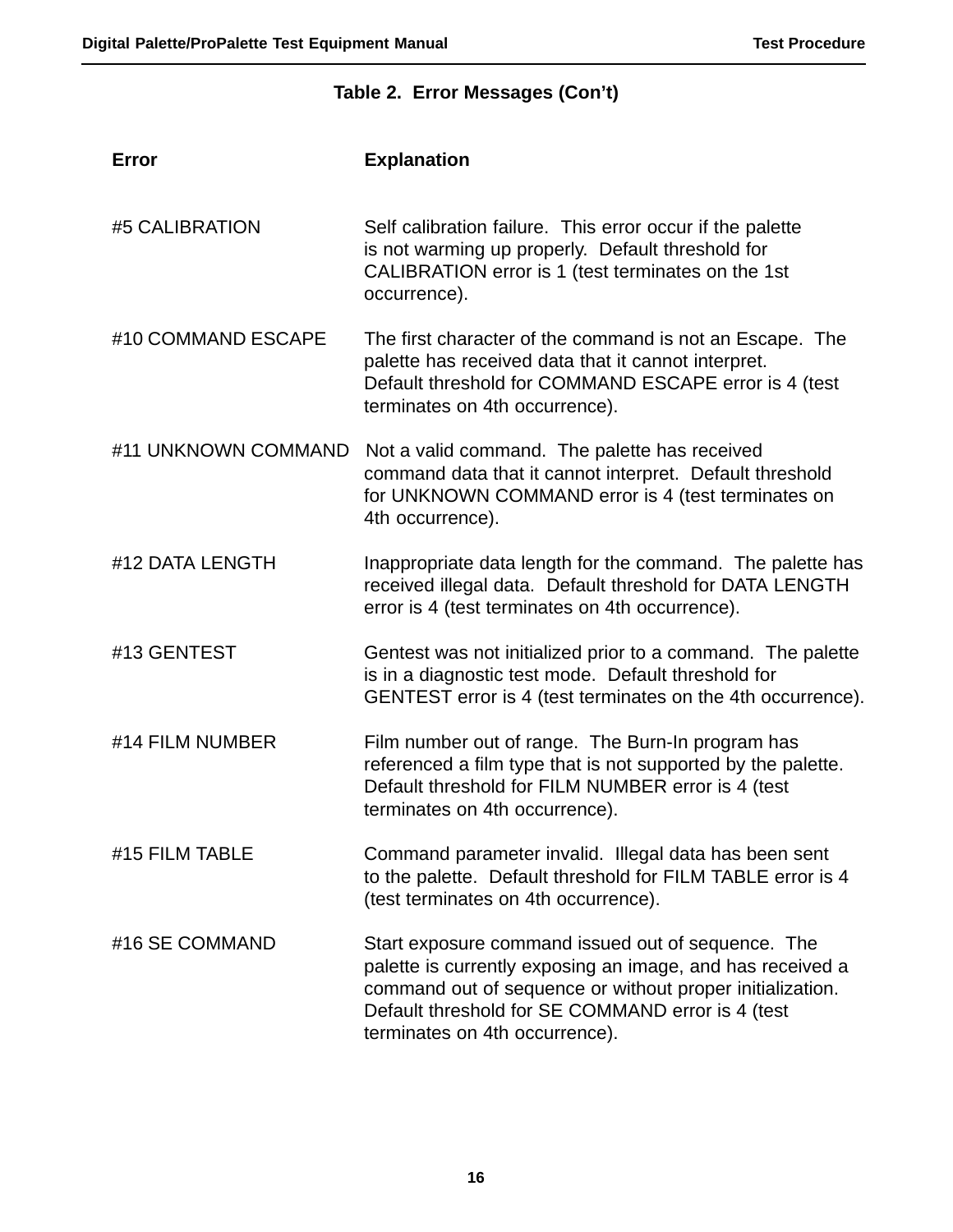**Table 2. Error Messages (Con't)**

| Error | Explanation |
|---|---|
| #5 CALIBRATION | Self calibration failure. This error occur if the palette is not warming up properly. Default threshold for CALIBRATION error is 1 (test terminates on the 1st occurrence). |
| #10 COMMAND ESCAPE | The first character of the command is not an Escape. The palette has received data that it cannot interpret. Default threshold for COMMAND ESCAPE error is 4 (test terminates on 4th occurrence). |
| #11 UNKNOWN COMMAND | Not a valid command. The palette has received command data that it cannot interpret. Default threshold for UNKNOWN COMMAND error is 4 (test terminates on 4th occurrence). |
| #12 DATA LENGTH | Inappropriate data length for the command. The palette has received illegal data. Default threshold for DATA LENGTH error is 4 (test terminates on 4th occurrence). |
| #13 GENTEST | Gentest was not initialized prior to a command. The palette is in a diagnostic test mode. Default threshold for GENTEST error is 4 (test terminates on the 4th occurrence). |
| #14 FILM NUMBER | Film number out of range. The Burn-In program has referenced a film type that is not supported by the palette. Default threshold for FILM NUMBER error is 4 (test terminates on 4th occurrence). |
| #15 FILM TABLE | Command parameter invalid. Illegal data has been sent to the palette. Default threshold for FILM TABLE error is 4 (test terminates on 4th occurrence). |
| #16 SE COMMAND | Start exposure command issued out of sequence. The palette is currently exposing an image, and has received a command out of sequence or without proper initialization. Default threshold for SE COMMAND error is 4 (test terminates on 4th occurrence). |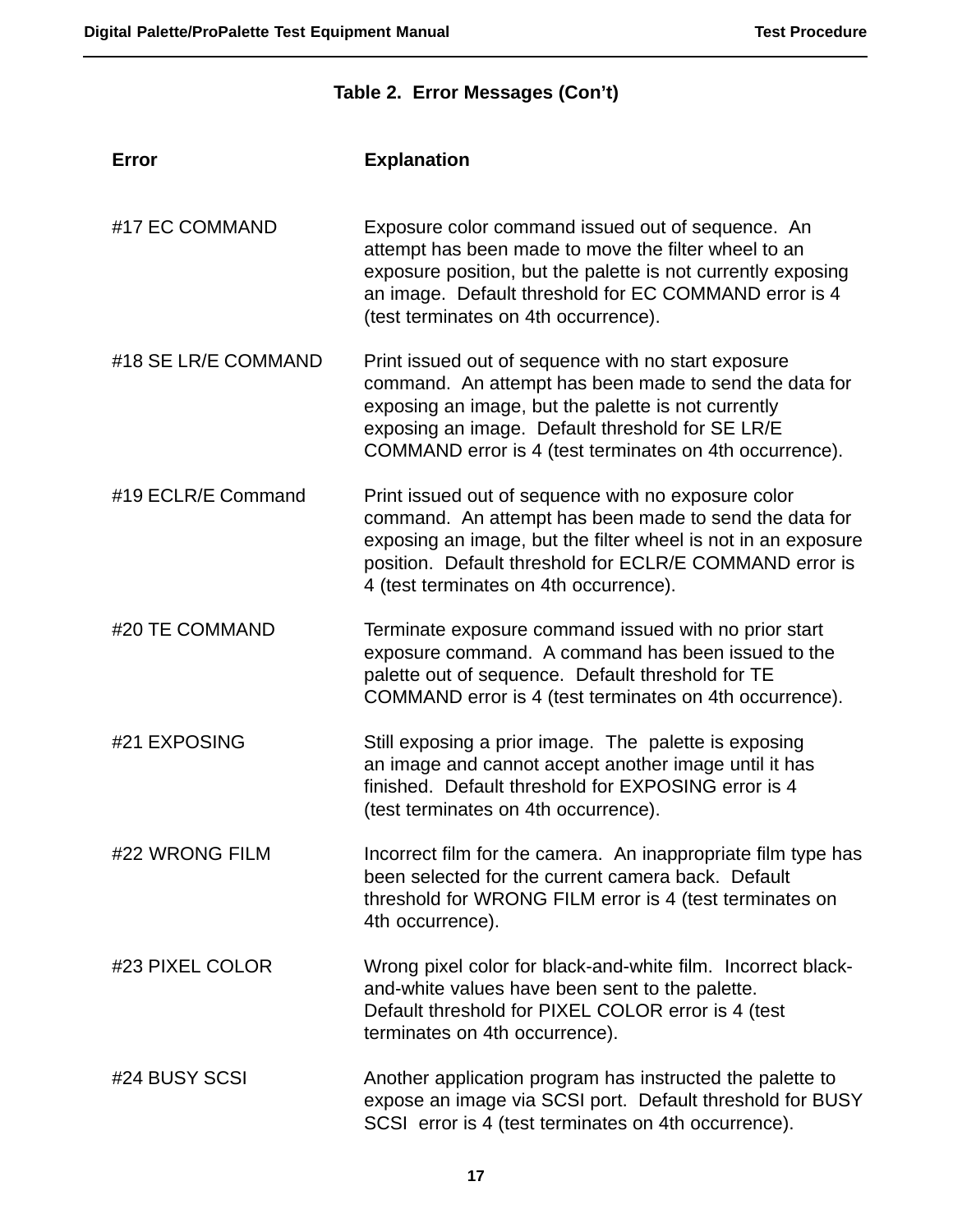**Table 2. Error Messages (Con't)**

| Error | Explanation |
|---|---|
| #17 EC COMMAND | Exposure color command issued out of sequence. An attempt has been made to move the filter wheel to an exposure position, but the palette is not currently exposing an image. Default threshold for EC COMMAND error is 4 (test terminates on 4th occurrence). |
| #18 SE LR/E COMMAND | Print issued out of sequence with no start exposure command. An attempt has been made to send the data for exposing an image, but the palette is not currently exposing an image. Default threshold for SE LR/E COMMAND error is 4 (test terminates on 4th occurrence). |
| #19 ECLR/E Command | Print issued out of sequence with no exposure color command. An attempt has been made to send the data for exposing an image, but the filter wheel is not in an exposure position. Default threshold for ECLR/E COMMAND error is 4 (test terminates on 4th occurrence). |
| #20 TE COMMAND | Terminate exposure command issued with no prior start exposure command. A command has been issued to the palette out of sequence. Default threshold for TE COMMAND error is 4 (test terminates on 4th occurrence). |
| #21 EXPOSING | Still exposing a prior image. The palette is exposing an image and cannot accept another image until it has finished. Default threshold for EXPOSING error is 4 (test terminates on 4th occurrence). |
| #22 WRONG FILM | Incorrect film for the camera. An inappropriate film type has been selected for the current camera back. Default threshold for WRONG FILM error is 4 (test terminates on 4th occurrence). |
| #23 PIXEL COLOR | Wrong pixel color for black-and-white film. Incorrect black-and-white values have been sent to the palette. Default threshold for PIXEL COLOR error is 4 (test terminates on 4th occurrence). |
| #24 BUSY SCSI | Another application program has instructed the palette to expose an image via SCSI port. Default threshold for BUSY SCSI error is 4 (test terminates on 4th occurrence). |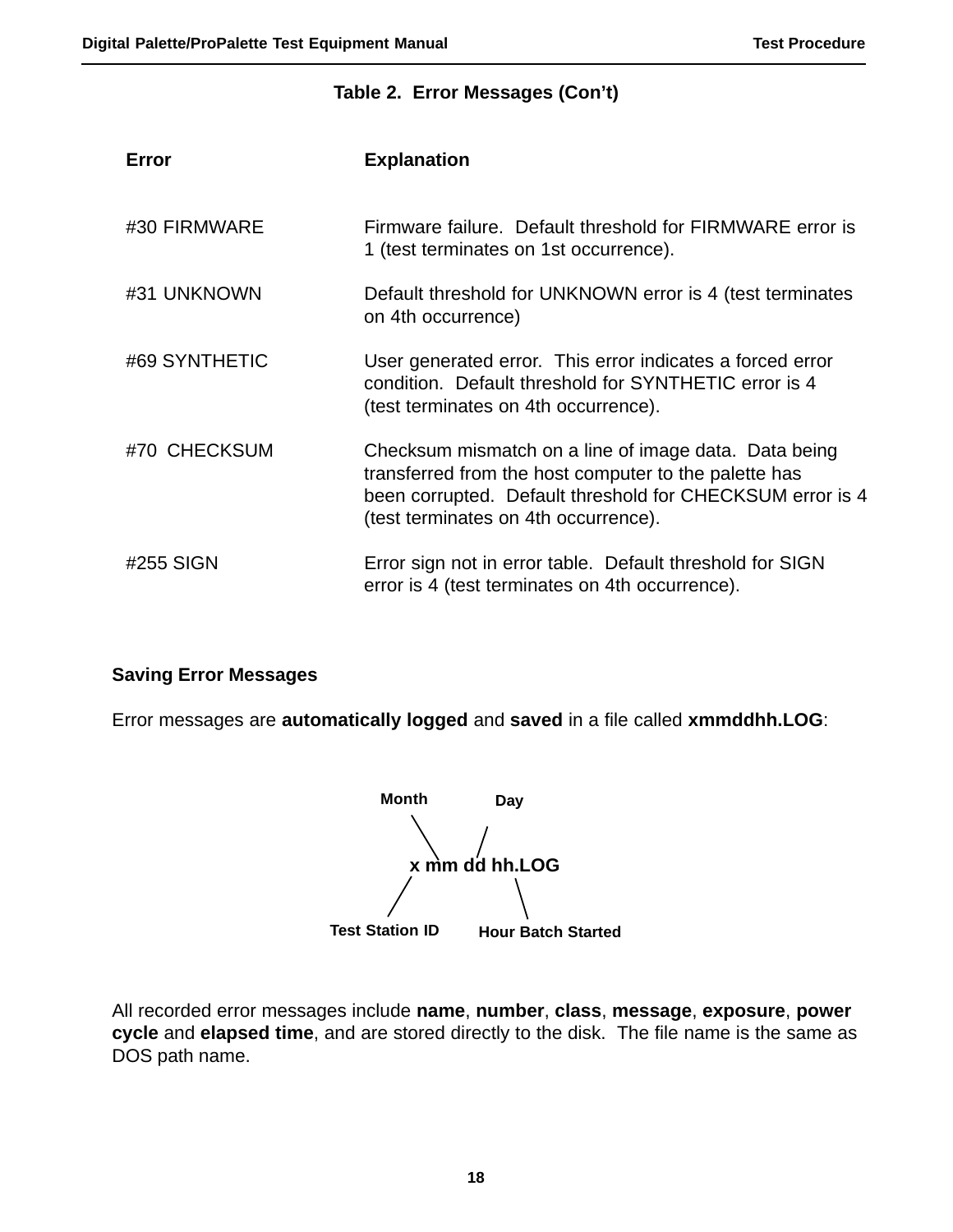**Table 2. Error Messages (Con't)**

| Error | Explanation |
|---|---|
| #30 FIRMWARE | Firmware failure. Default threshold for FIRMWARE error is 1 (test terminates on 1st occurrence). |
| #31 UNKNOWN | Default threshold for UNKNOWN error is 4 (test terminates on 4th occurrence) |
| #69 SYNTHETIC | User generated error. This error indicates a forced error condition. Default threshold for SYNTHETIC error is 4 (test terminates on 4th occurrence). |
| #70 CHECKSUM | Checksum mismatch on a line of image data. Data being transferred from the host computer to the palette has been corrupted. Default threshold for CHECKSUM error is 4 (test terminates on 4th occurrence). |
| #255 SIGN | Error sign not in error table. Default threshold for SIGN error is 4 (test terminates on 4th occurrence). |

## Saving Error Messages

Error messages are **automatically logged** and **saved** in a file called **xmmddhh.LOG**:

**x mm dd hh.LOG**

- **x** — Test Station ID
- **mm** — Month
- **dd** — Day
- **hh** — Hour Batch Started

All recorded error messages include **name**, **number**, **class**, **message**, **exposure**, **power cycle** and **elapsed time**, and are stored directly to the disk. The file name is the same as DOS path name.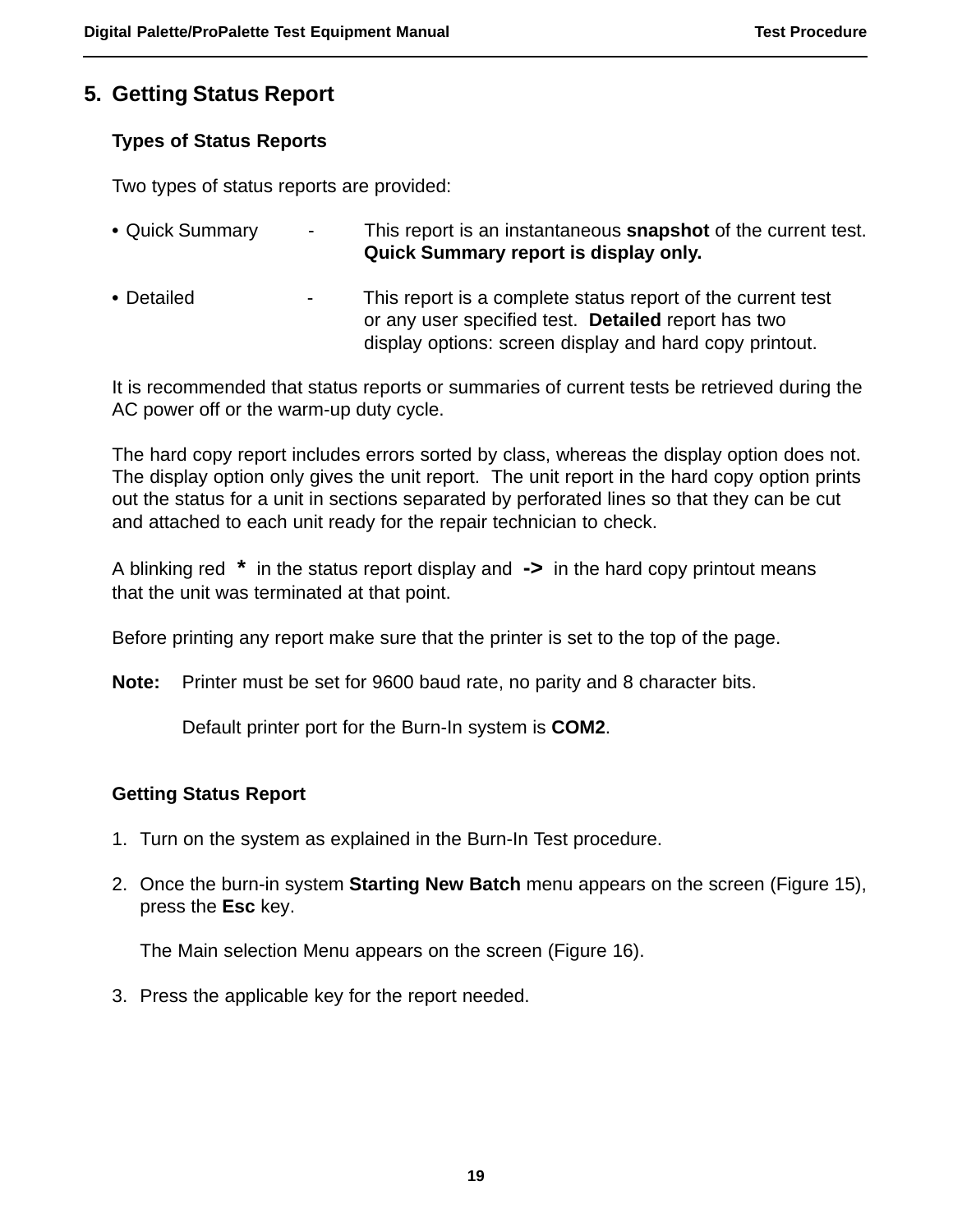## 5. Getting Status Report

### Types of Status Reports

Two types of status reports are provided:

- Quick Summary - This report is an instantaneous **snapshot** of the current test. **Quick Summary report is display only.**

- Detailed - This report is a complete status report of the current test or any user specified test. **Detailed** report has two display options: screen display and hard copy printout.

It is recommended that status reports or summaries of current tests be retrieved during the AC power off or the warm-up duty cycle.

The hard copy report includes errors sorted by class, whereas the display option does not. The display option only gives the unit report. The unit report in the hard copy option prints out the status for a unit in sections separated by perforated lines so that they can be cut and attached to each unit ready for the repair technician to check.

A blinking red **\*** in the status report display and **->** in the hard copy printout means that the unit was terminated at that point.

Before printing any report make sure that the printer is set to the top of the page.

**Note:** Printer must be set for 9600 baud rate, no parity and 8 character bits.

Default printer port for the Burn-In system is **COM2**.

### Getting Status Report

1. Turn on the system as explained in the Burn-In Test procedure.

2. Once the burn-in system **Starting New Batch** menu appears on the screen (Figure 15), press the **Esc** key.

   The Main selection Menu appears on the screen (Figure 16).

3. Press the applicable key for the report needed.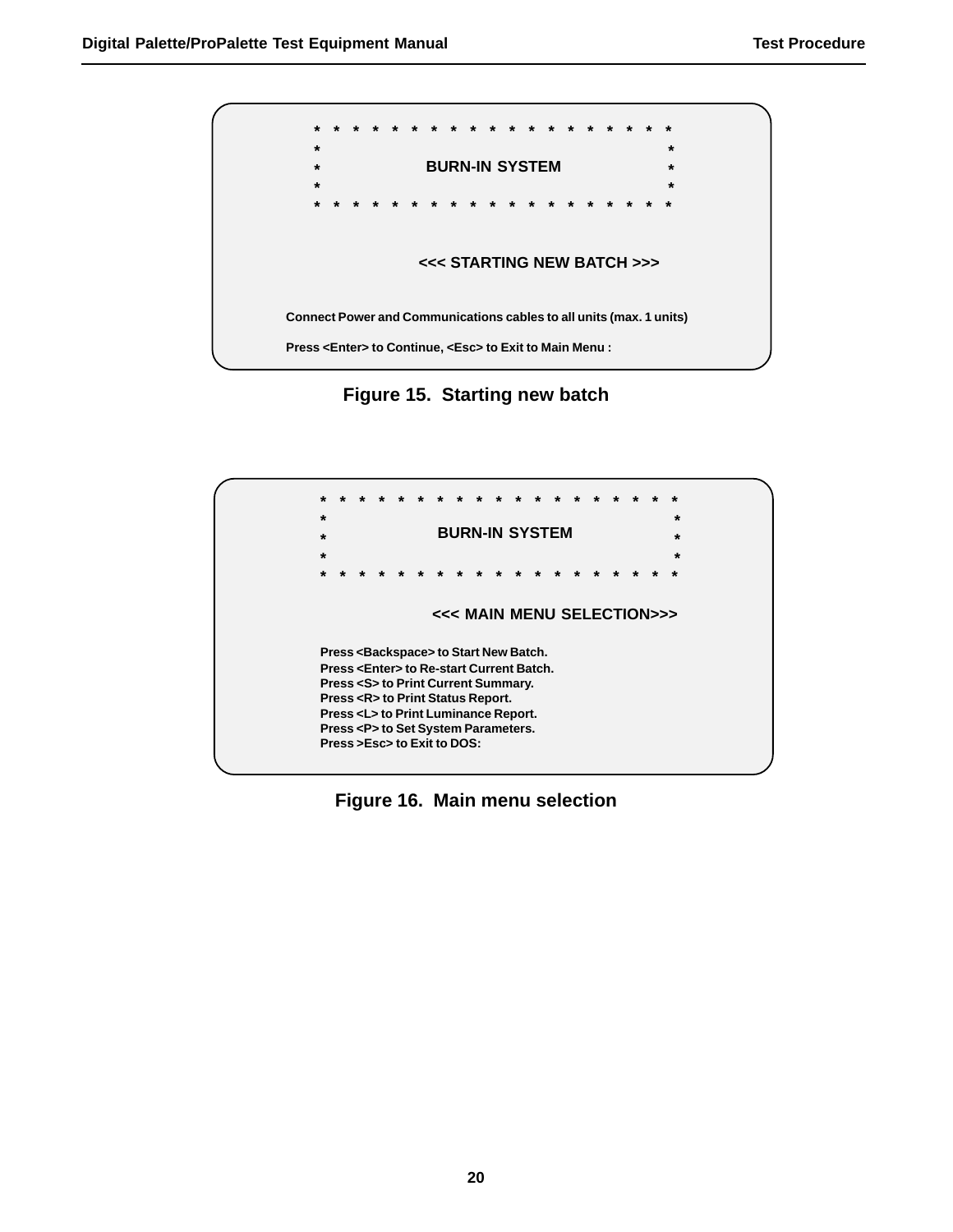```
* * * * * * * * * * * * * * * * * * * *
*                                     *
*             BURN-IN SYSTEM          *
*                                     *
* * * * * * * * * * * * * * * * * * * *


          <<< STARTING NEW BATCH >>>


Connect Power and Communications cables to all units (max. 1 units)

Press <Enter> to Continue, <Esc> to Exit to Main Menu :
```

**Figure 15. Starting new batch**

```
* * * * * * * * * * * * * * * * * * * *
*                                     *
*             BURN-IN SYSTEM          *
*                                     *
* * * * * * * * * * * * * * * * * * * *

          <<< MAIN MENU SELECTION>>>

Press <Backspace> to Start New Batch.
Press <Enter> to Re-start Current Batch.
Press <S> to Print Current Summary.
Press <R> to Print Status Report.
Press <L> to Print Luminance Report.
Press <P> to Set System Parameters.
Press >Esc> to Exit to DOS:
```

**Figure 16. Main menu selection**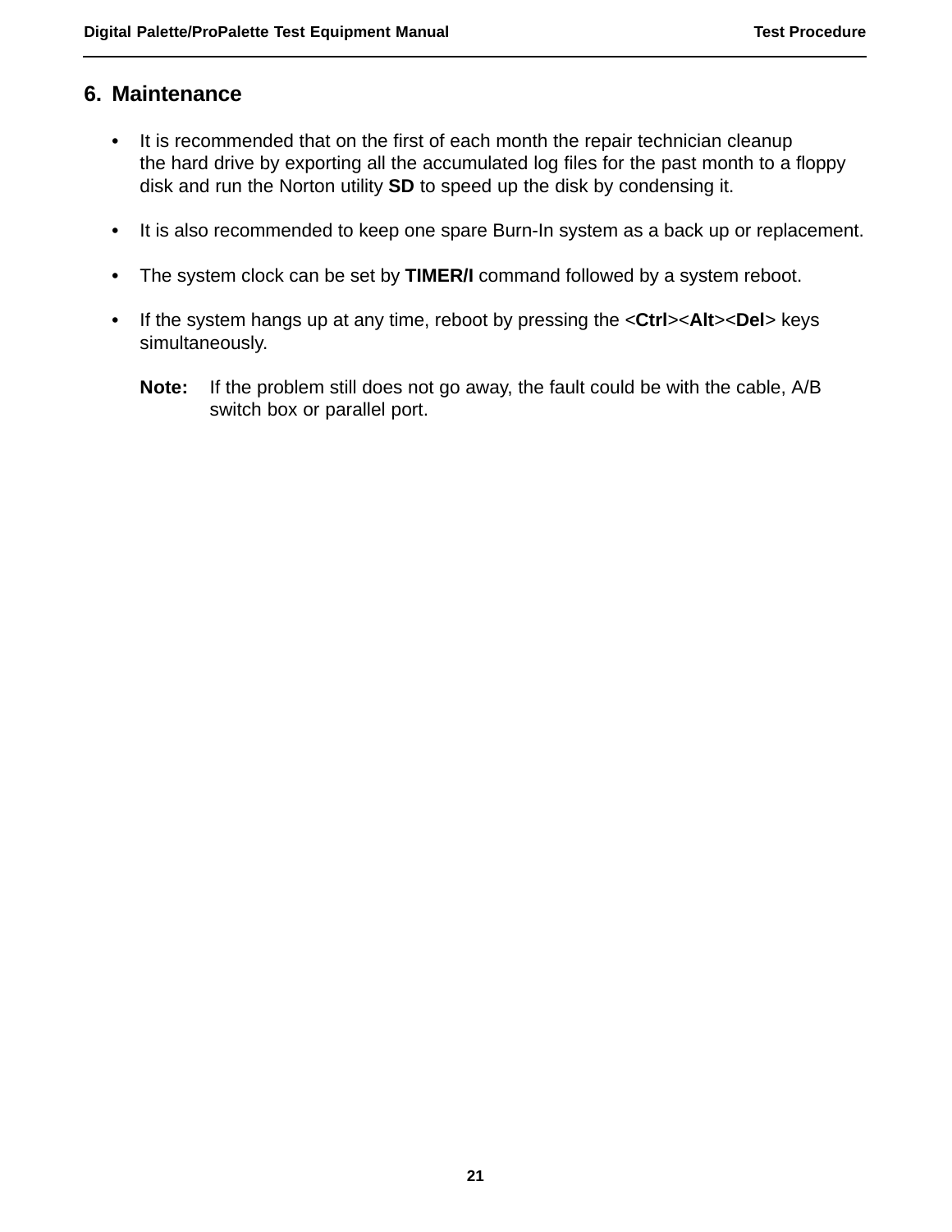## 6. Maintenance

- It is recommended that on the first of each month the repair technician cleanup the hard drive by exporting all the accumulated log files for the past month to a floppy disk and run the Norton utility **SD** to speed up the disk by condensing it.

- It is also recommended to keep one spare Burn-In system as a back up or replacement.

- The system clock can be set by **TIMER/I** command followed by a system reboot.

- If the system hangs up at any time, reboot by pressing the <**Ctrl**><**Alt**><**Del**> keys simultaneously.

  **Note:** If the problem still does not go away, the fault could be with the cable, A/B switch box or parallel port.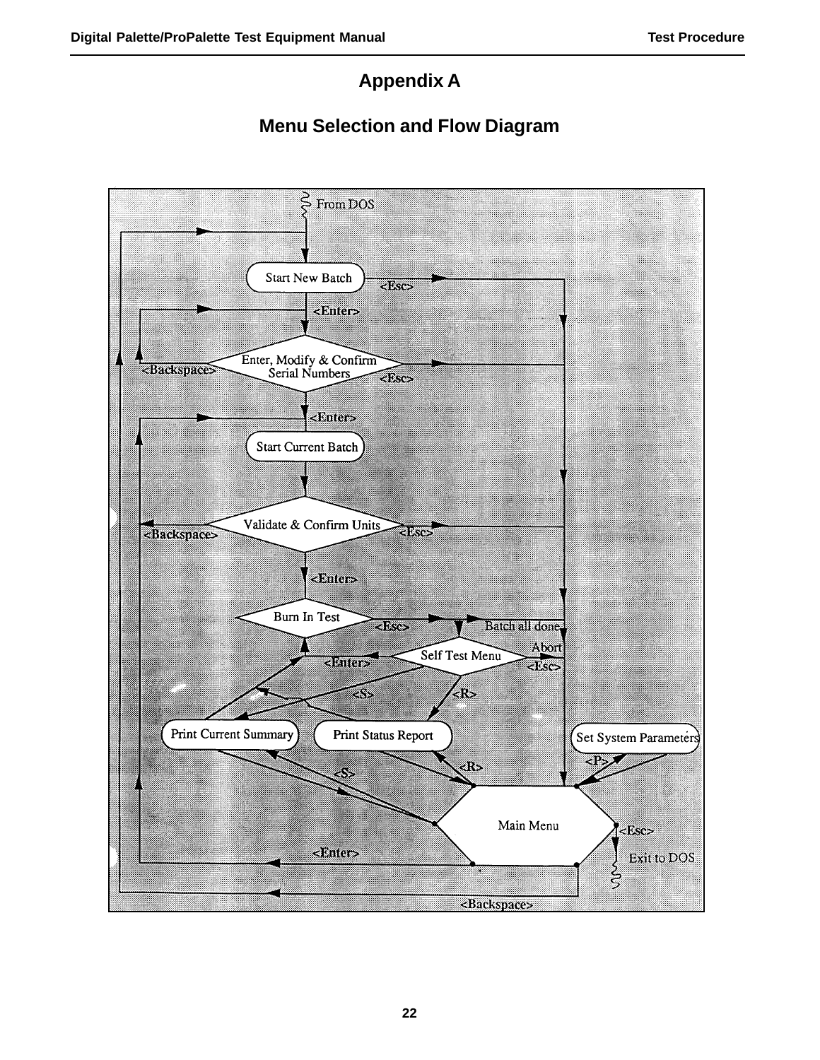# Appendix A

## Menu Selection and Flow Diagram

From DOS

Start New Batch

<Esc>

<Enter>

Enter, Modify & Confirm Serial Numbers

<Backspace>

<Esc>

<Enter>

Start Current Batch

Validate & Confirm Units

<Backspace>

<Esc>

<Enter>

Burn In Test

<Esc>

Batch all done

Self Test Menu

<Enter>

Abort

<Esc>

<S>

<R>

Print Current Summary

Print Status Report

Set System Parameters

<P>

<R>

<S>

Main Menu

<Esc>

Exit to DOS

<Enter>

<Backspace>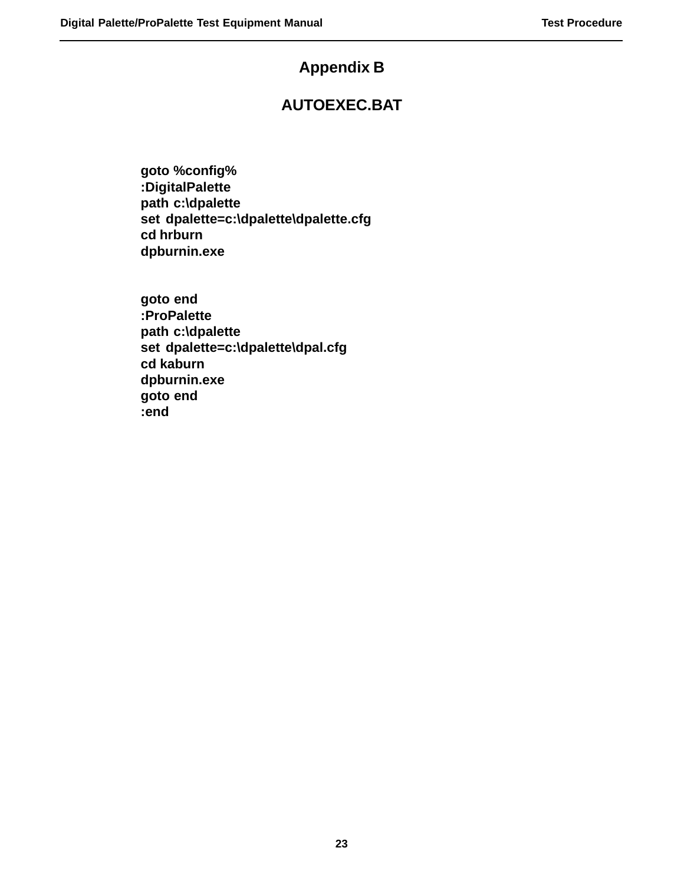# Appendix B

## AUTOEXEC.BAT

```
goto %config%
:DigitalPalette
path c:\dpalette
set dpalette=c:\dpalette\dpalette.cfg
cd hrburn
dpburnin.exe


goto end
:ProPalette
path c:\dpalette
set dpalette=c:\dpalette\dpal.cfg
cd kaburn
dpburnin.exe
goto end
:end
```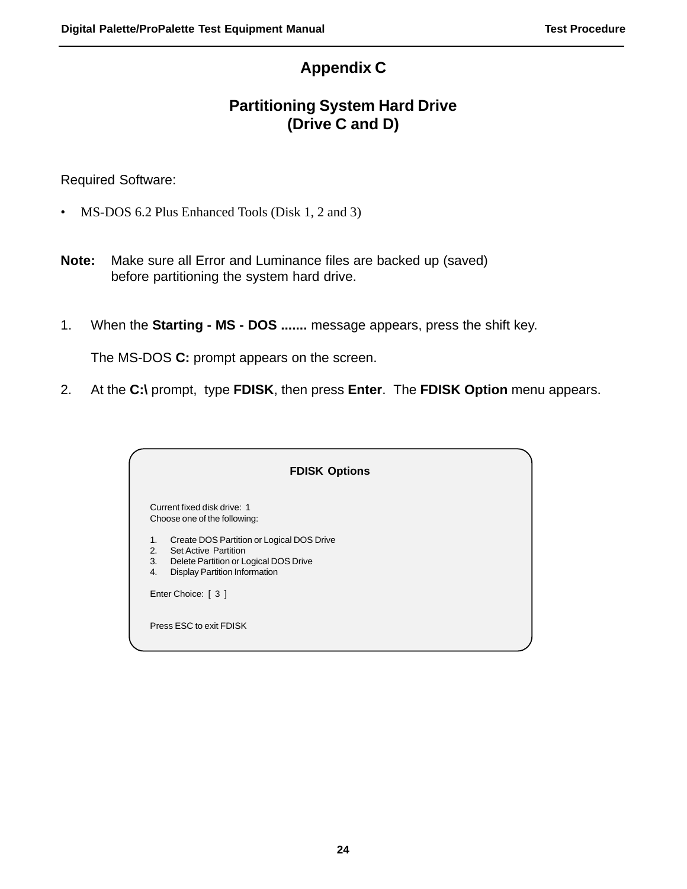# Appendix C

## Partitioning System Hard Drive (Drive C and D)

Required Software:

- MS-DOS 6.2 Plus Enhanced Tools (Disk 1, 2 and 3)

**Note:** Make sure all Error and Luminance files are backed up (saved) before partitioning the system hard drive.

1. When the **Starting - MS - DOS .......** message appears, press the shift key.

   The MS-DOS **C:** prompt appears on the screen.

2. At the **C:\** prompt, type **FDISK**, then press **Enter**. The **FDISK Option** menu appears.

```
FDISK Options

Current fixed disk drive:  1
Choose one of the following:

1.   Create DOS Partition or Logical DOS Drive
2.   Set Active Partition
3.   Delete Partition or Logical DOS Drive
4.   Display Partition Information

Enter Choice:  [ 3 ]


Press ESC to exit FDISK
```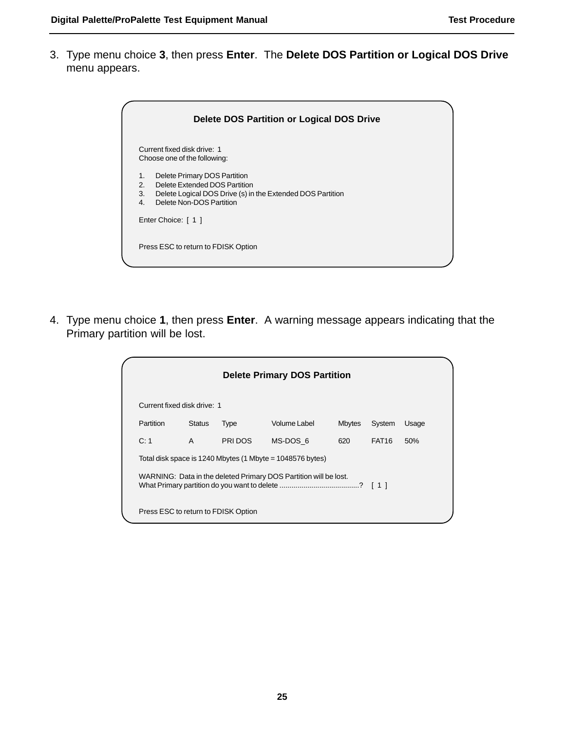3. Type menu choice **3**, then press **Enter**. The **Delete DOS Partition or Logical DOS Drive** menu appears.

```
Delete DOS Partition or Logical DOS Drive

Current fixed disk drive:  1
Choose one of the following:

1.   Delete Primary DOS Partition
2.   Delete Extended DOS Partition
3.   Delete Logical DOS Drive (s) in the Extended DOS Partition
4.   Delete Non-DOS Partition

Enter Choice:  [ 1 ]


Press ESC to return to FDISK Option
```

4. Type menu choice **1**, then press **Enter**. A warning message appears indicating that the Primary partition will be lost.

```
Delete Primary DOS Partition

Current fixed disk drive:  1

Partition   Status   Type      Volume Label   Mbytes   System   Usage

C: 1        A        PRI DOS   MS-DOS_6       620      FAT16    50%

Total disk space is 1240 Mbytes (1 Mbyte = 1048576 bytes)

WARNING:  Data in the deleted Primary DOS Partition will be lost.
What Primary partition do you want to delete .......................................?   [ 1 ]


Press ESC to return to FDISK Option
```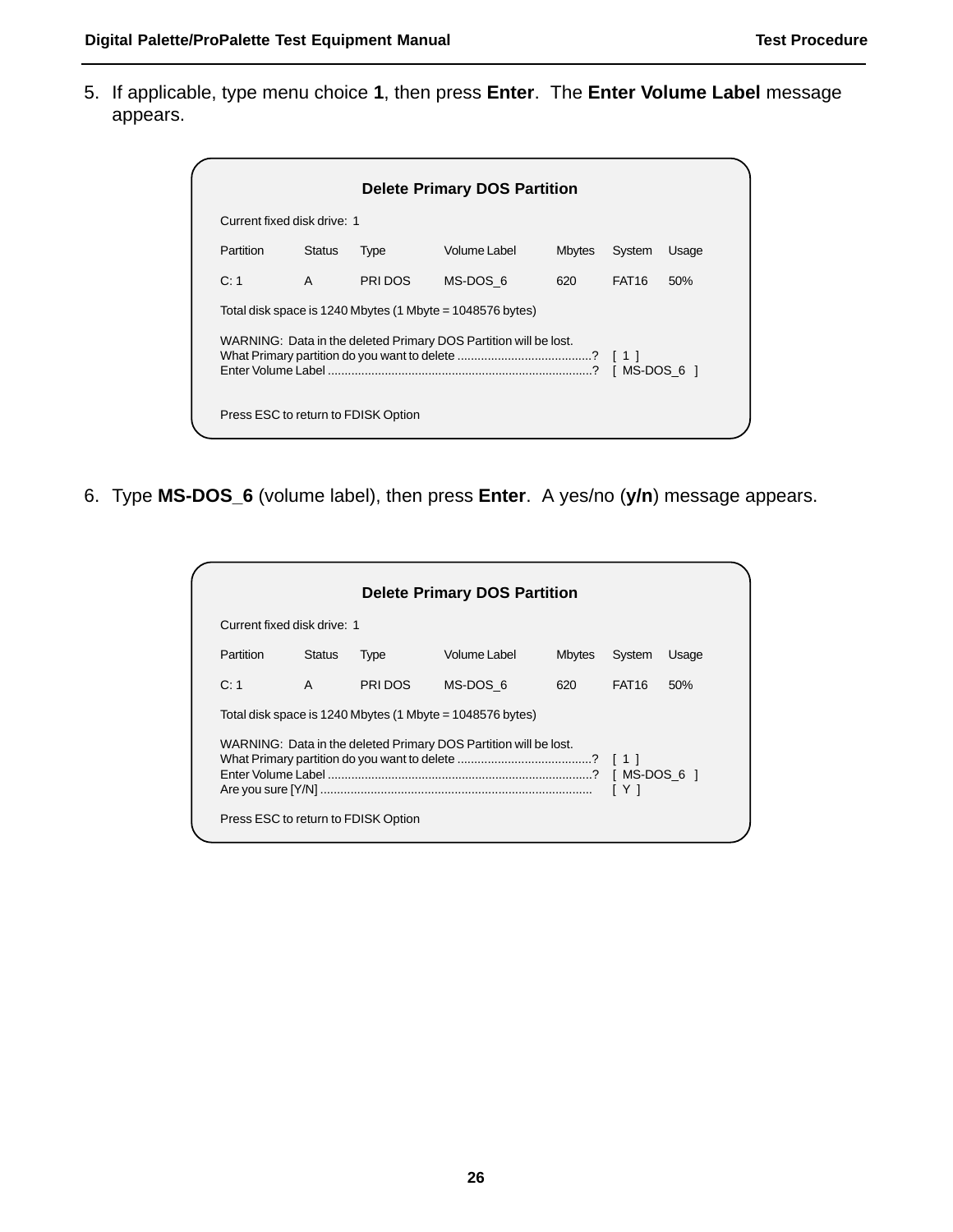5. If applicable, type menu choice **1**, then press **Enter**. The **Enter Volume Label** message appears.

```
                         Delete Primary DOS Partition

Current fixed disk drive:  1

Partition     Status    Type        Volume Label     Mbytes    System    Usage

C: 1          A         PRI DOS     MS-DOS_6         620       FAT16     50%

Total disk space is 1240 Mbytes (1 Mbyte = 1048576 bytes)

WARNING:  Data in the deleted Primary DOS Partition will be lost.
What Primary partition do you want to delete ........................................?   [ 1 ]
Enter Volume Label ................................................................................?   [ MS-DOS_6 ]


Press ESC to return to FDISK Option
```

6. Type **MS-DOS_6** (volume label), then press **Enter**. A yes/no (**y/n**) message appears.

```
                         Delete Primary DOS Partition

Current fixed disk drive:  1

Partition     Status    Type        Volume Label     Mbytes    System    Usage

C: 1          A         PRI DOS     MS-DOS_6         620       FAT16     50%

Total disk space is 1240 Mbytes (1 Mbyte = 1048576 bytes)

WARNING:  Data in the deleted Primary DOS Partition will be lost.
What Primary partition do you want to delete ........................................?   [ 1 ]
Enter Volume Label ................................................................................?   [ MS-DOS_6 ]
Are you sure [Y/N] ................................................................................    [ Y ]

Press ESC to return to FDISK Option
```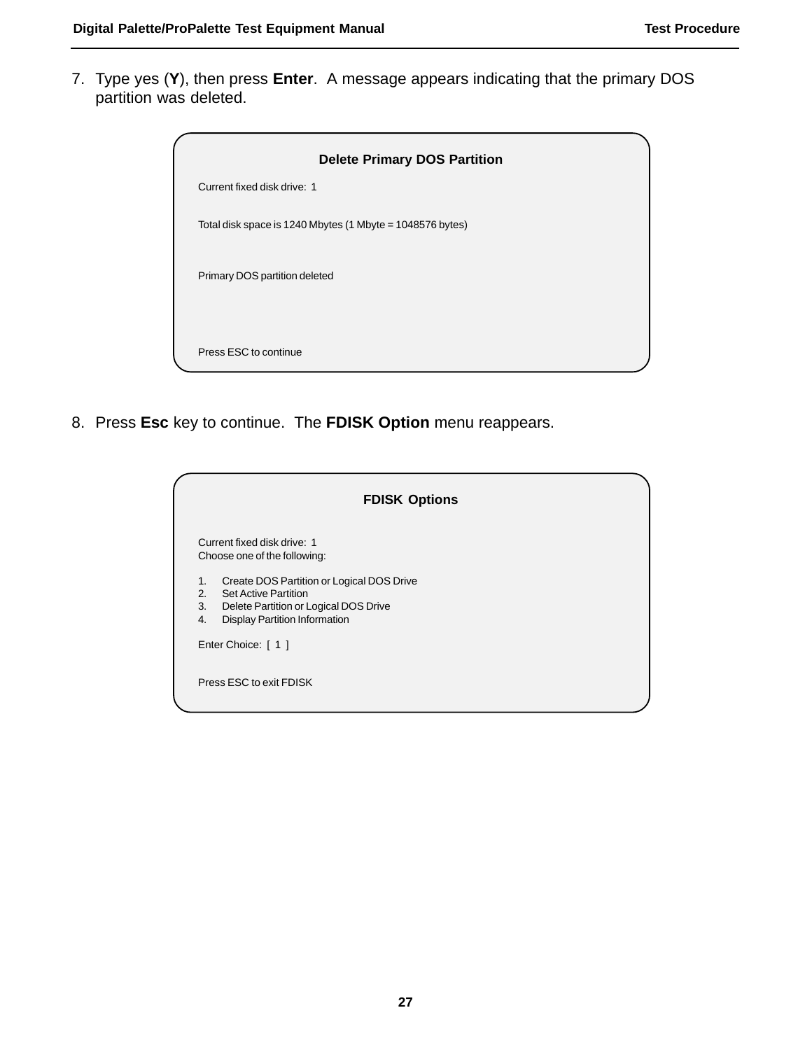7. Type yes (**Y**), then press **Enter**. A message appears indicating that the primary DOS partition was deleted.

```
                    Delete Primary DOS Partition

Current fixed disk drive:  1

Total disk space is 1240 Mbytes (1 Mbyte = 1048576 bytes)

Primary DOS partition deleted

Press ESC to continue
```

8. Press **Esc** key to continue. The **FDISK Option** menu reappears.

```
                         FDISK Options

Current fixed disk drive:  1
Choose one of the following:

1.    Create DOS Partition or Logical DOS Drive
2.    Set Active Partition
3.    Delete Partition or Logical DOS Drive
4.    Display Partition Information

Enter Choice:  [ 1 ]

Press ESC to exit FDISK
```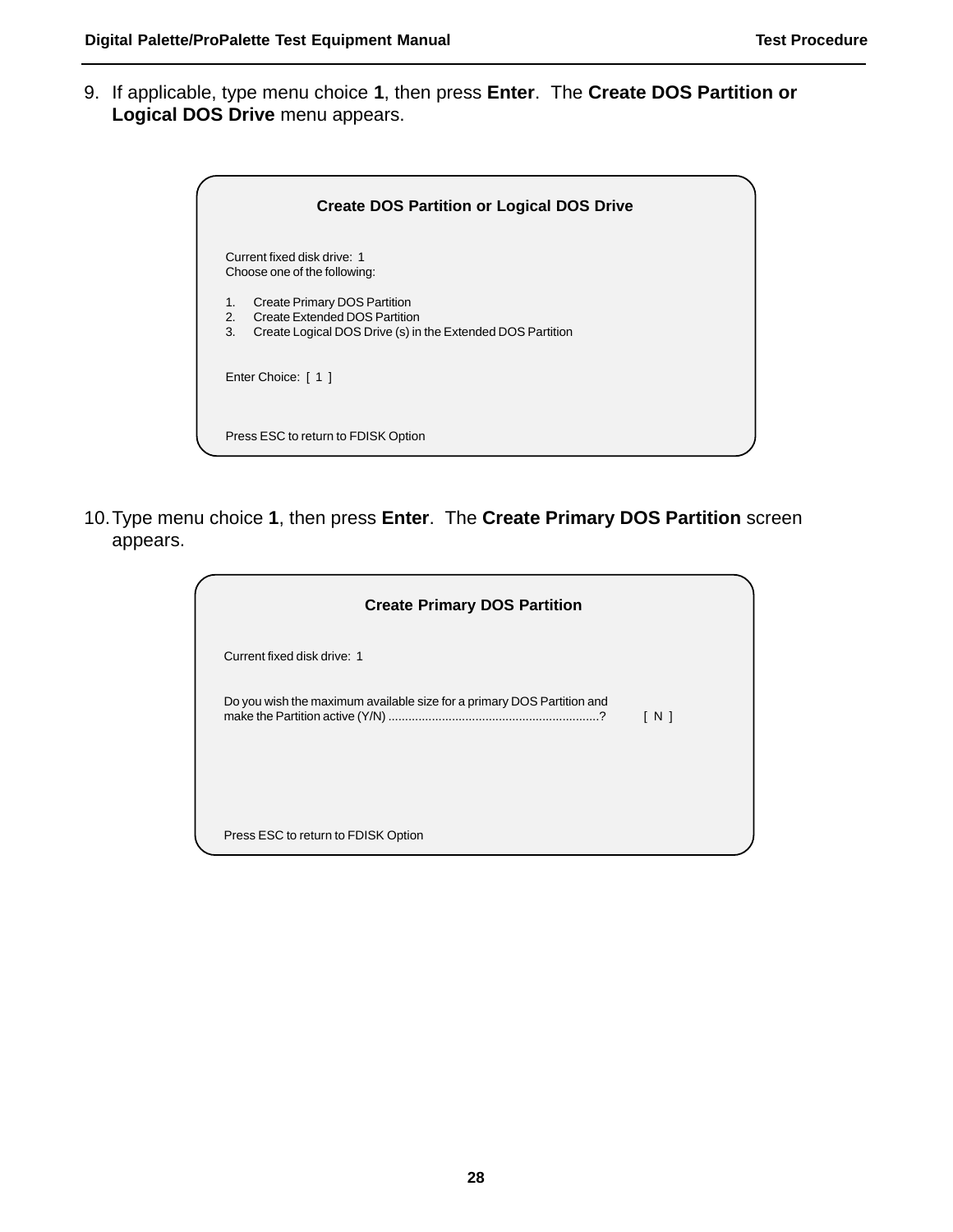9. If applicable, type menu choice **1**, then press **Enter**. The **Create DOS Partition or Logical DOS Drive** menu appears.

```
                Create DOS Partition or Logical DOS Drive

Current fixed disk drive:  1
Choose one of the following:

1.    Create Primary DOS Partition
2.    Create Extended DOS Partition
3.    Create Logical DOS Drive (s) in the Extended DOS Partition


Enter Choice:  [ 1 ]



Press ESC to return to FDISK Option
```

10. Type menu choice **1**, then press **Enter**. The **Create Primary DOS Partition** screen appears.

```
                Create Primary DOS Partition

Current fixed disk drive:  1


Do you wish the maximum available size for a primary DOS Partition and
make the Partition active (Y/N) ..............................................................?        [ N ]




Press ESC to return to FDISK Option
```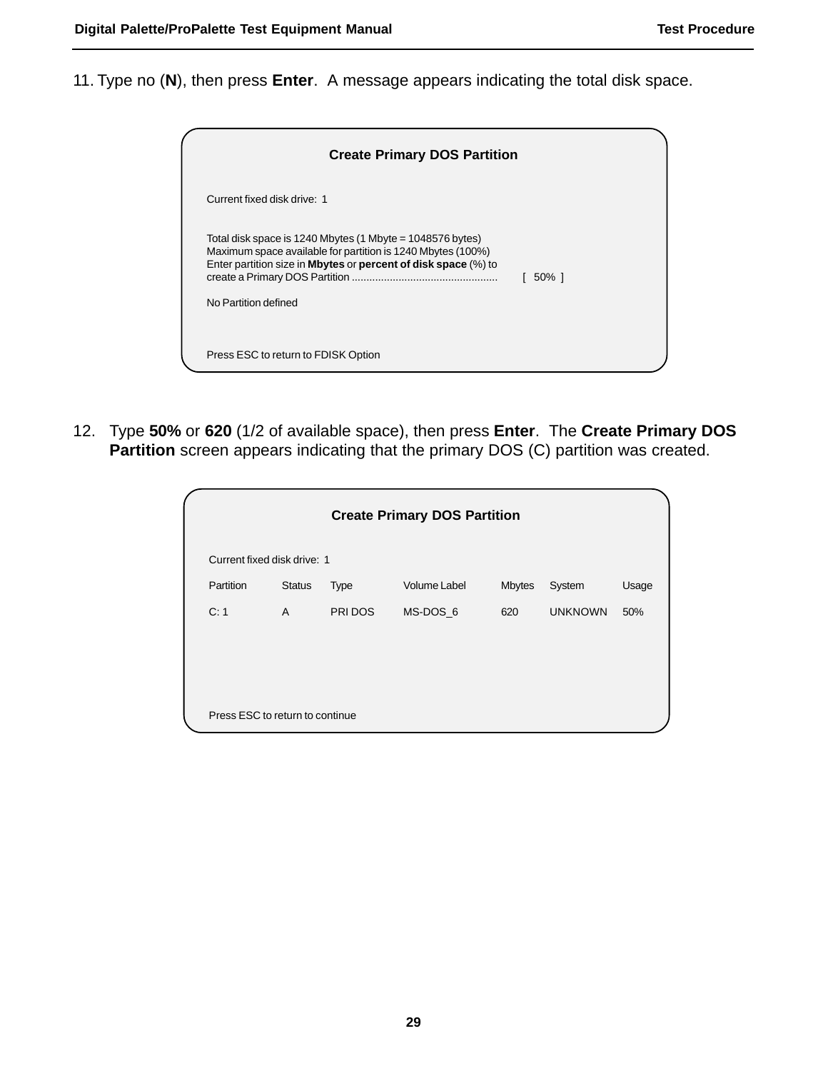11. Type no (**N**), then press **Enter**.  A message appears indicating the total disk space.

```
                    Create Primary DOS Partition

Current fixed disk drive:  1

Total disk space is 1240 Mbytes (1 Mbyte = 1048576 bytes)
Maximum space available for partition is 1240 Mbytes (100%)
Enter partition size in Mbytes or percent of disk space (%) to
create a Primary DOS Partition ..........................    [  50%  ]

No Partition defined


Press ESC to return to FDISK Option
```

12. Type **50%** or **620** (1/2 of available space), then press **Enter**.  The **Create Primary DOS Partition** screen appears indicating that the primary DOS (C) partition was created.

```
                    Create Primary DOS Partition

Current fixed disk drive:  1

Partition   Status   Type      Volume Label   Mbytes   System    Usage

C: 1        A        PRI DOS   MS-DOS_6       620      UNKNOWN   50%




Press ESC to return to continue
```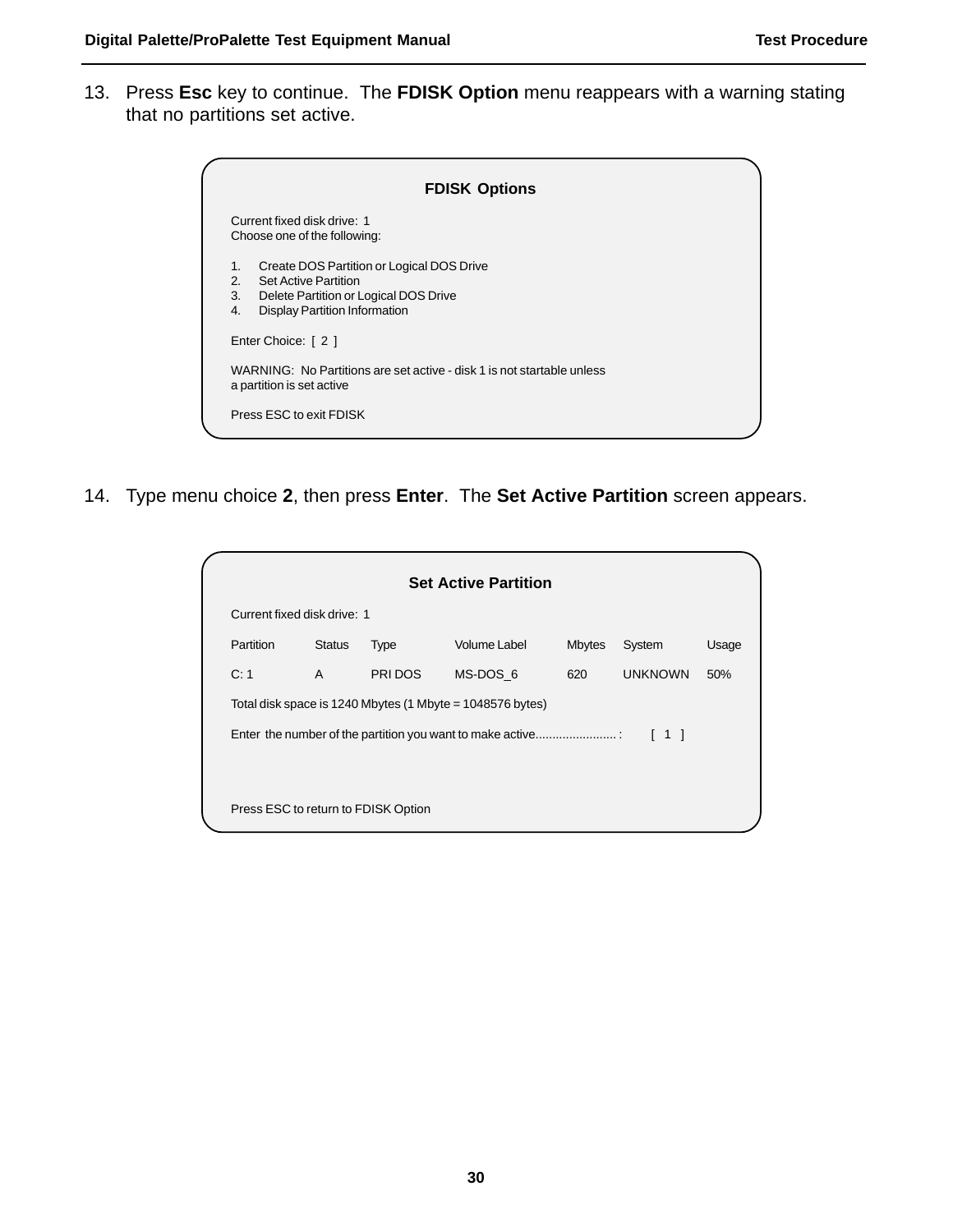13. Press **Esc** key to continue. The **FDISK Option** menu reappears with a warning stating that no partitions set active.

```
                         FDISK Options

Current fixed disk drive:  1
Choose one of the following:

1.   Create DOS Partition or Logical DOS Drive
2.   Set Active Partition
3.   Delete Partition or Logical DOS Drive
4.   Display Partition Information

Enter Choice:  [ 2 ]

WARNING:  No Partitions are set active - disk 1 is not startable unless
a partition is set active

Press ESC to exit FDISK
```

14. Type menu choice **2**, then press **Enter**. The **Set Active Partition** screen appears.

```
                         Set Active Partition

Current fixed disk drive:  1

Partition   Status   Type      Volume Label   Mbytes   System    Usage

C: 1        A        PRI DOS   MS-DOS_6       620      UNKNOWN   50%

Total disk space is 1240 Mbytes (1 Mbyte = 1048576 bytes)

Enter  the number of the partition you want to make active........................ :   [ 1 ]



Press ESC to return to FDISK Option
```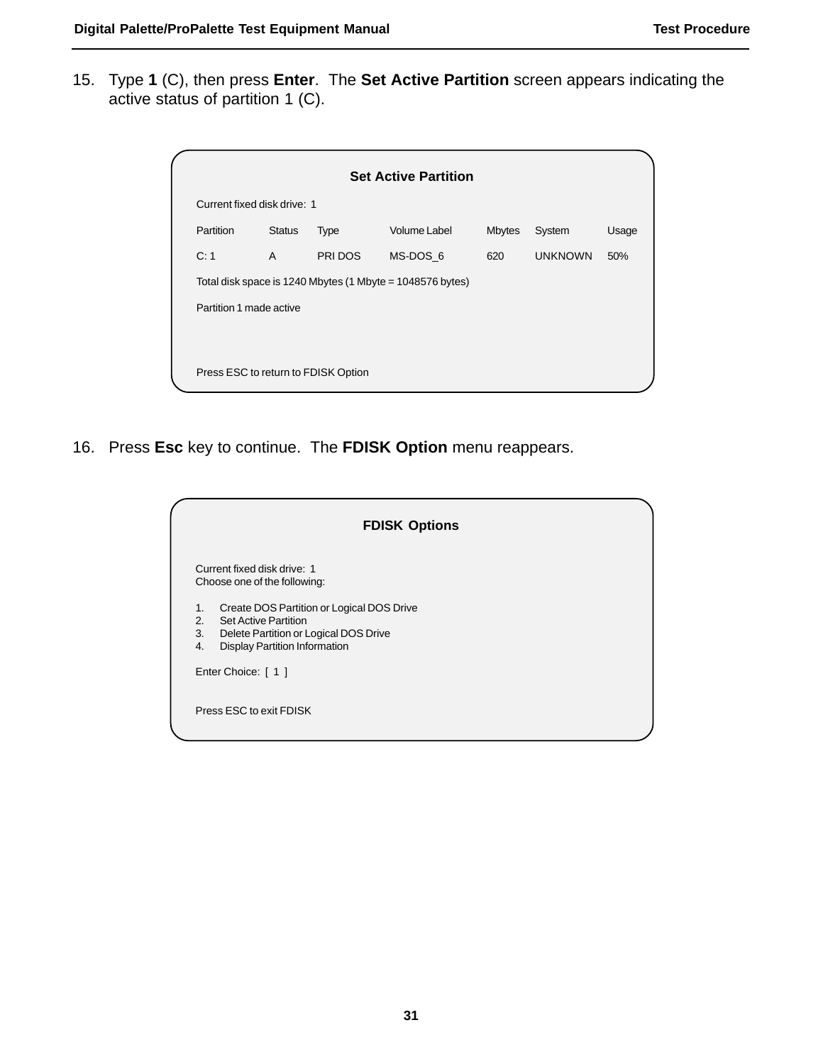15. Type **1** (C), then press **Enter**. The **Set Active Partition** screen appears indicating the active status of partition 1 (C).

**Set Active Partition**

Current fixed disk drive: 1

| Partition | Status | Type | Volume Label | Mbytes | System | Usage |
|---|---|---|---|---|---|---|
| C: 1 | A | PRI DOS | MS-DOS_6 | 620 | UNKNOWN | 50% |

Total disk space is 1240 Mbytes (1 Mbyte = 1048576 bytes)

Partition 1 made active

Press ESC to return to FDISK Option

16. Press **Esc** key to continue. The **FDISK Option** menu reappears.

**FDISK Options**

Current fixed disk drive: 1
Choose one of the following:

1. Create DOS Partition or Logical DOS Drive
2. Set Active Partition
3. Delete Partition or Logical DOS Drive
4. Display Partition Information

Enter Choice: [ 1 ]

Press ESC to exit FDISK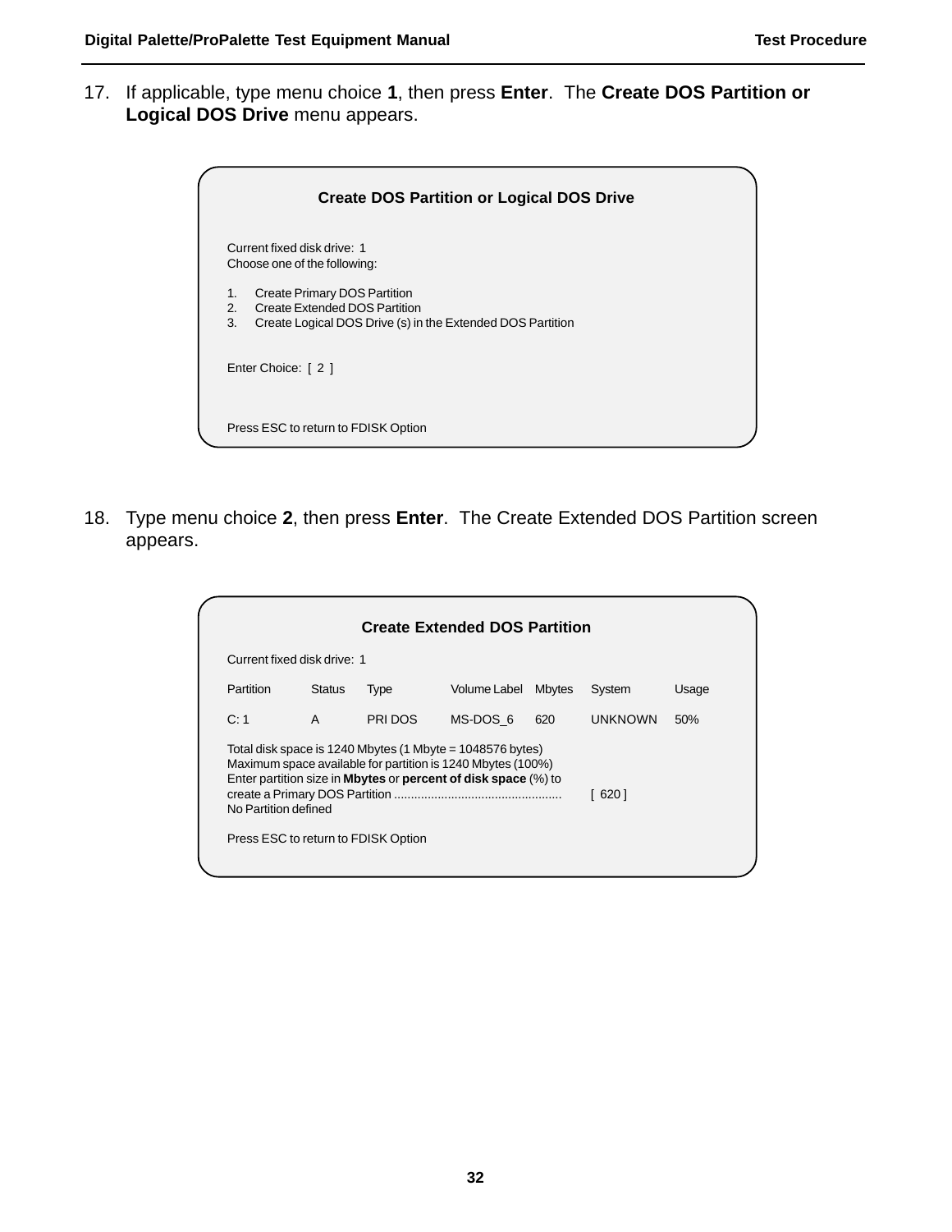17. If applicable, type menu choice **1**, then press **Enter**. The **Create DOS Partition or Logical DOS Drive** menu appears.

```
Create DOS Partition or Logical DOS Drive

Current fixed disk drive:  1
Choose one of the following:

1.   Create Primary DOS Partition
2.   Create Extended DOS Partition
3.   Create Logical DOS Drive (s) in the Extended DOS Partition

Enter Choice:  [ 2 ]

Press ESC to return to FDISK Option
```

18. Type menu choice **2**, then press **Enter**. The Create Extended DOS Partition screen appears.

```
Create Extended DOS Partition

Current fixed disk drive:  1

Partition   Status   Type      Volume Label   Mbytes   System    Usage

C: 1        A        PRI DOS   MS-DOS_6       620      UNKNOWN   50%

Total disk space is 1240 Mbytes (1 Mbyte = 1048576 bytes)
Maximum space available for partition is 1240 Mbytes (100%)
Enter partition size in Mbytes or percent of disk space (%) to
create a Primary DOS Partition .................................................   [ 620 ]
No Partition defined

Press ESC to return to FDISK Option
```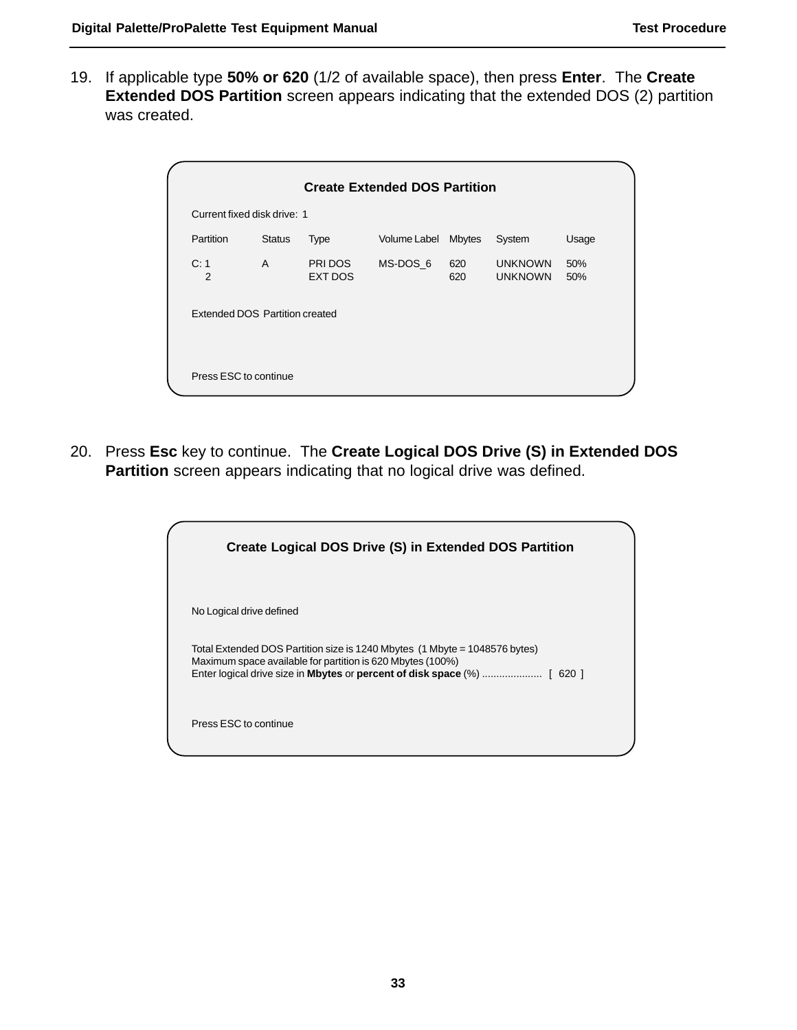19. If applicable type **50% or 620** (1/2 of available space), then press **Enter**. The **Create Extended DOS Partition** screen appears indicating that the extended DOS (2) partition was created.

```
                 Create Extended DOS Partition

Current fixed disk drive:  1

Partition   Status   Type      Volume Label   Mbytes   System    Usage

C: 1        A        PRI DOS   MS-DOS_6       620      UNKNOWN   50%
   2                 EXT DOS                  620      UNKNOWN   50%


Extended DOS  Partition created



Press ESC to continue
```

20. Press **Esc** key to continue. The **Create Logical DOS Drive (S) in Extended DOS Partition** screen appears indicating that no logical drive was defined.

```
        Create Logical DOS Drive (S) in Extended DOS Partition



No Logical drive defined


Total Extended DOS Partition size is 1240 Mbytes  (1 Mbyte = 1048576 bytes)
Maximum space available for partition is 620 Mbytes (100%)
Enter logical drive size in Mbytes or percent of disk space (%) .................... [  620  ]



Press ESC to continue
```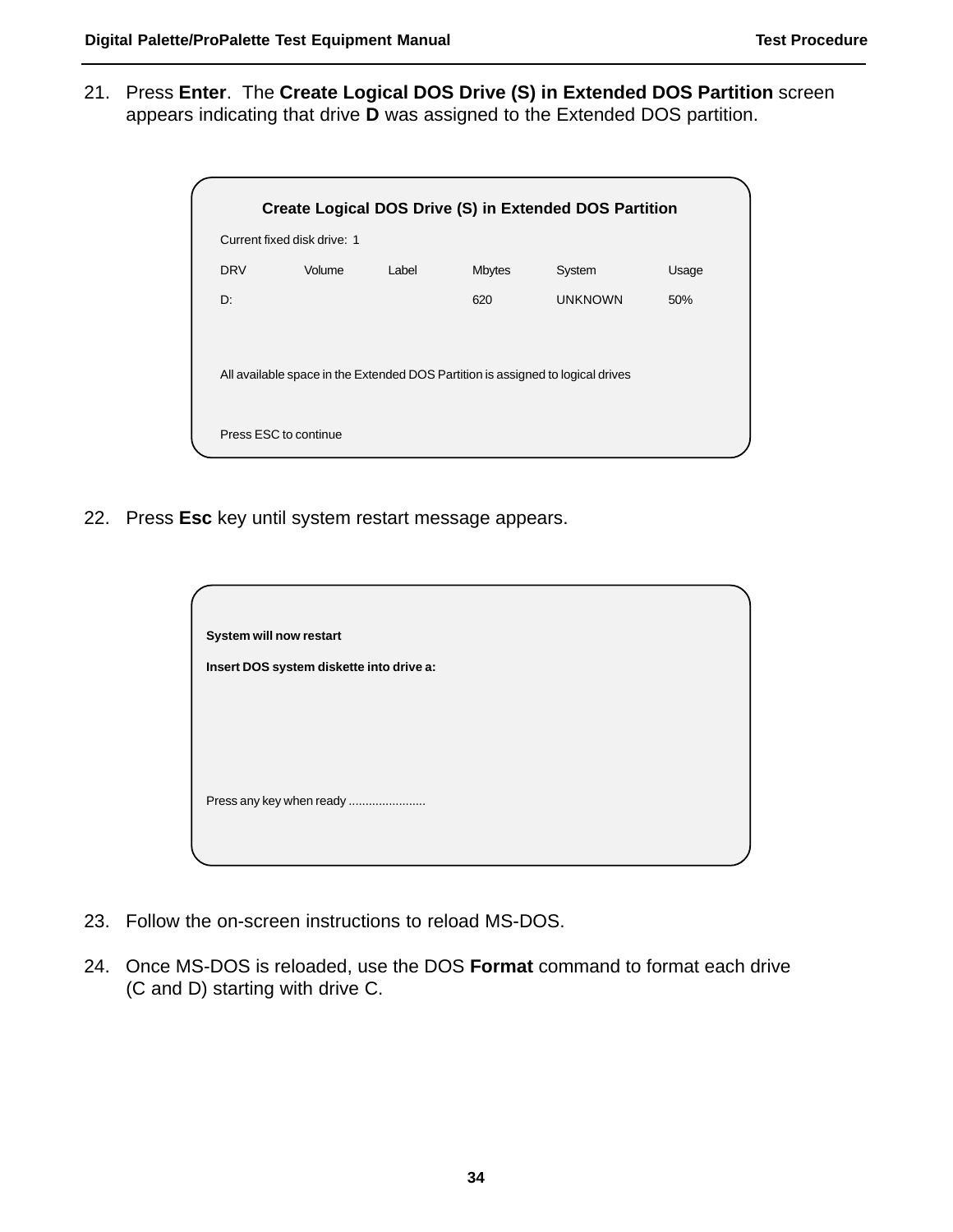21. Press **Enter**. The **Create Logical DOS Drive (S) in Extended DOS Partition** screen appears indicating that drive **D** was assigned to the Extended DOS partition.

**Create Logical DOS Drive (S) in Extended DOS Partition**

Current fixed disk drive: 1

| DRV | Volume | Label | Mbytes | System | Usage |
| --- | --- | --- | --- | --- | --- |
| D: | | | 620 | UNKNOWN | 50% |

All available space in the Extended DOS Partition is assigned to logical drives

Press ESC to continue

22. Press **Esc** key until system restart message appears.

**System will now restart**

**Insert DOS system diskette into drive a:**

Press any key when ready ......................

23. Follow the on-screen instructions to reload MS-DOS.

24. Once MS-DOS is reloaded, use the DOS **Format** command to format each drive (C and D) starting with drive C.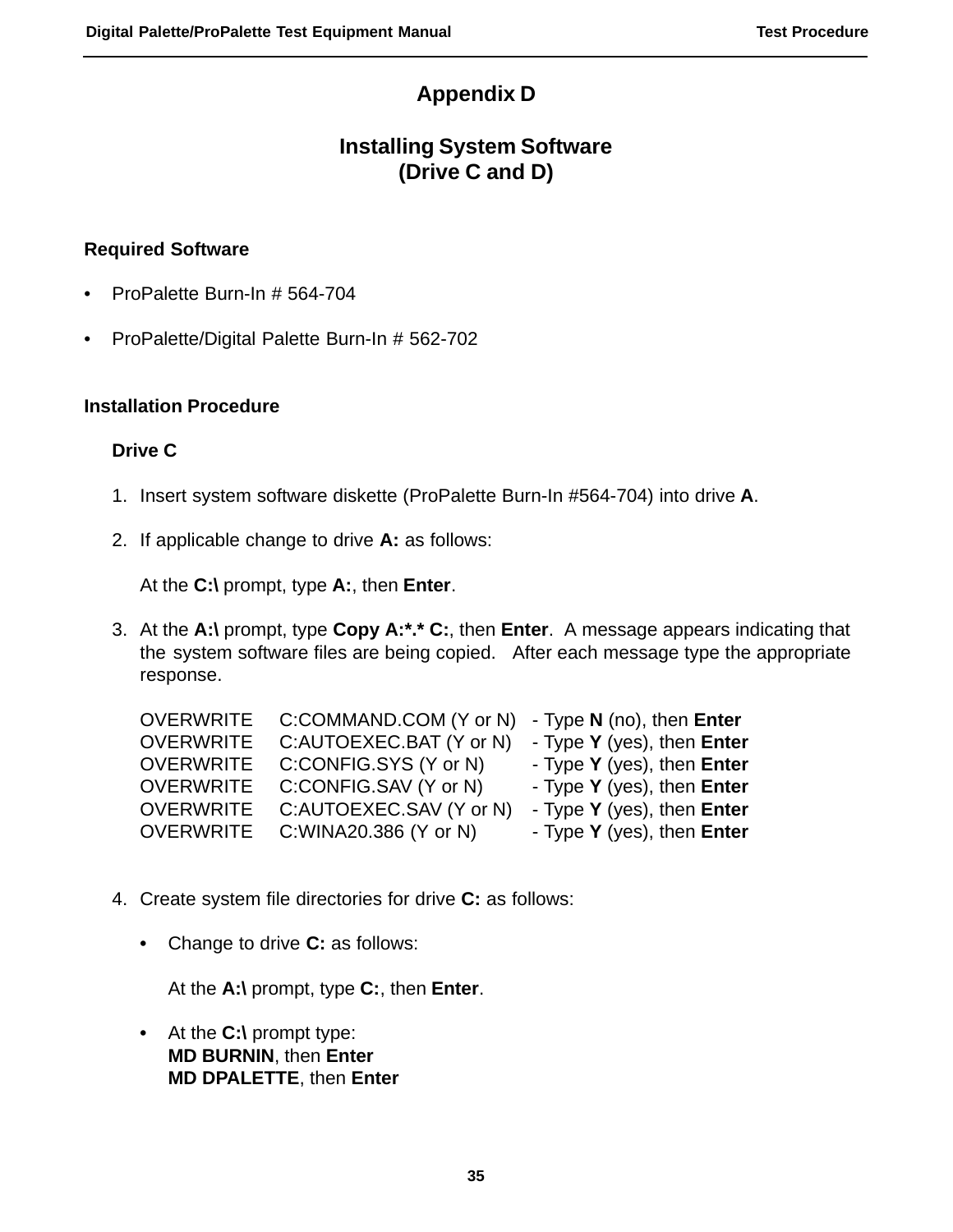# Appendix D

## Installing System Software (Drive C and D)

### Required Software

- ProPalette Burn-In # 564-704
- ProPalette/Digital Palette Burn-In # 562-702

### Installation Procedure

#### Drive C

1. Insert system software diskette (ProPalette Burn-In #564-704) into drive **A**.

2. If applicable change to drive **A:** as follows:

   At the **C:\** prompt, type **A:**, then **Enter**.

3. At the **A:\** prompt, type **Copy A:*.* C:**, then **Enter**. A message appears indicating that the system software files are being copied. After each message type the appropriate response.

   | | | |
   |---|---|---|
   | OVERWRITE | C:COMMAND.COM (Y or N) | - Type **N** (no), then **Enter** |
   | OVERWRITE | C:AUTOEXEC.BAT (Y or N) | - Type **Y** (yes), then **Enter** |
   | OVERWRITE | C:CONFIG.SYS (Y or N) | - Type **Y** (yes), then **Enter** |
   | OVERWRITE | C:CONFIG.SAV (Y or N) | - Type **Y** (yes), then **Enter** |
   | OVERWRITE | C:AUTOEXEC.SAV (Y or N) | - Type **Y** (yes), then **Enter** |
   | OVERWRITE | C:WINA20.386 (Y or N) | - Type **Y** (yes), then **Enter** |

4. Create system file directories for drive **C:** as follows:

   - Change to drive **C:** as follows:

     At the **A:\** prompt, type **C:**, then **Enter**.

   - At the **C:\** prompt type:
     **MD BURNIN**, then **Enter**
     **MD DPALETTE**, then **Enter**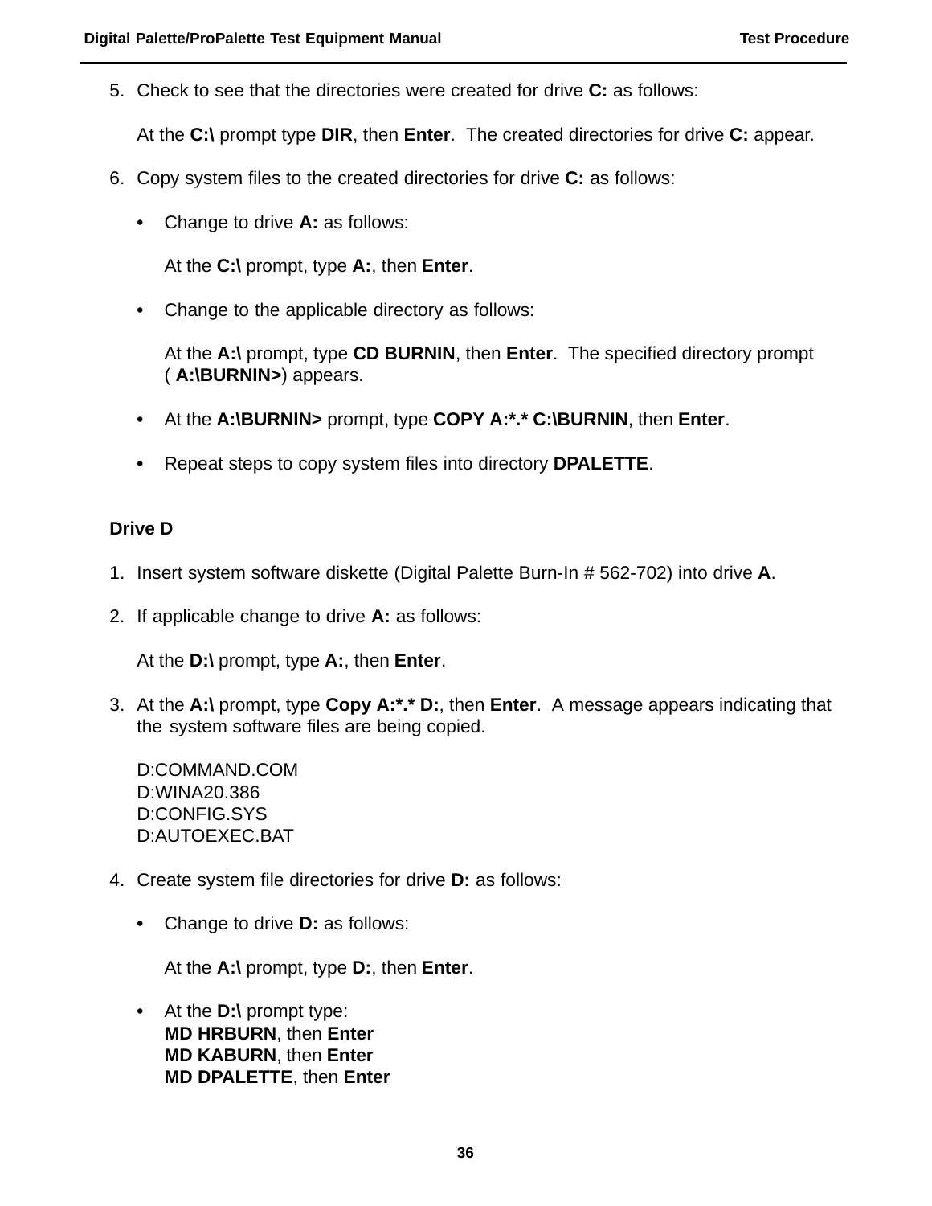5. Check to see that the directories were created for drive **C:** as follows:

   At the **C:\** prompt type **DIR**, then **Enter**. The created directories for drive **C:** appear.

6. Copy system files to the created directories for drive **C:** as follows:

   - Change to drive **A:** as follows:

     At the **C:\** prompt, type **A:**, then **Enter**.

   - Change to the applicable directory as follows:

     At the **A:\** prompt, type **CD BURNIN**, then **Enter**. The specified directory prompt ( **A:\BURNIN>**) appears.

   - At the **A:\BURNIN>** prompt, type **COPY A:*.* C:\BURNIN**, then **Enter**.

   - Repeat steps to copy system files into directory **DPALETTE**.

**Drive D**

1. Insert system software diskette (Digital Palette Burn-In # 562-702) into drive **A**.

2. If applicable change to drive **A:** as follows:

   At the **D:\** prompt, type **A:**, then **Enter**.

3. At the **A:\** prompt, type **Copy A:*.* D:**, then **Enter**. A message appears indicating that the system software files are being copied.

   D:COMMAND.COM
   D:WINA20.386
   D:CONFIG.SYS
   D:AUTOEXEC.BAT

4. Create system file directories for drive **D:** as follows:

   - Change to drive **D:** as follows:

     At the **A:\** prompt, type **D:**, then **Enter**.

   - At the **D:\** prompt type:
     **MD HRBURN**, then **Enter**
     **MD KABURN**, then **Enter**
     **MD DPALETTE**, then **Enter**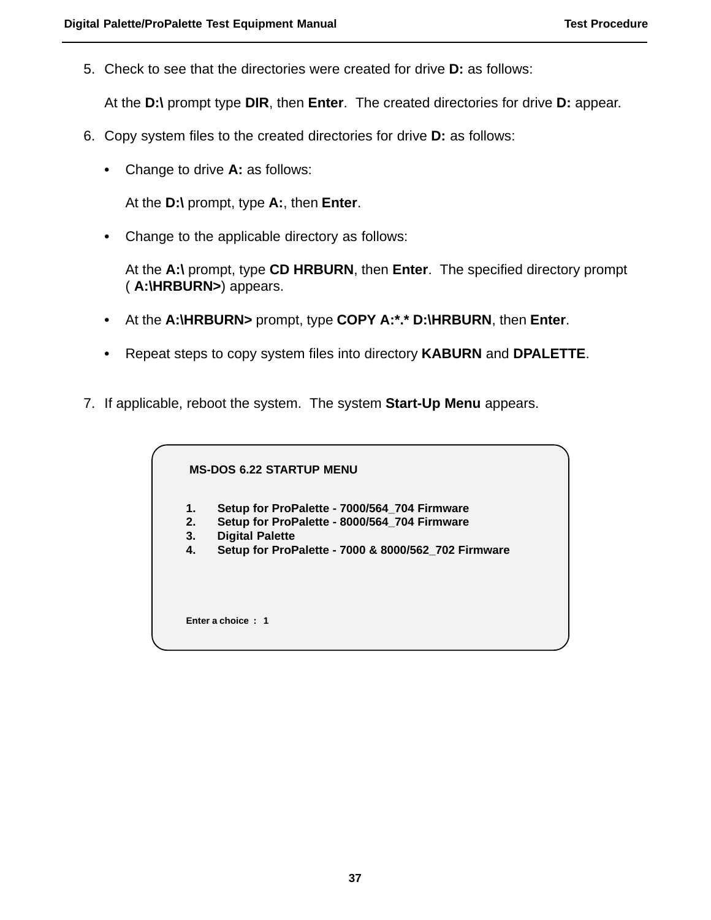5. Check to see that the directories were created for drive **D:** as follows:

   At the **D:\** prompt type **DIR**, then **Enter**. The created directories for drive **D:** appear.

6. Copy system files to the created directories for drive **D:** as follows:

   - Change to drive **A:** as follows:

     At the **D:\** prompt, type **A:**, then **Enter**.

   - Change to the applicable directory as follows:

     At the **A:\** prompt, type **CD HRBURN**, then **Enter**. The specified directory prompt ( **A:\HRBURN>**) appears.

   - At the **A:\HRBURN>** prompt, type **COPY A:*.* D:\HRBURN**, then **Enter**.

   - Repeat steps to copy system files into directory **KABURN** and **DPALETTE**.

7. If applicable, reboot the system. The system **Start-Up Menu** appears.

```
MS-DOS 6.22 STARTUP MENU

1.    Setup for ProPalette - 7000/564_704 Firmware
2.    Setup for ProPalette - 8000/564_704 Firmware
3.    Digital Palette
4.    Setup for ProPalette - 7000 & 8000/562_702 Firmware



Enter a choice  :  1
```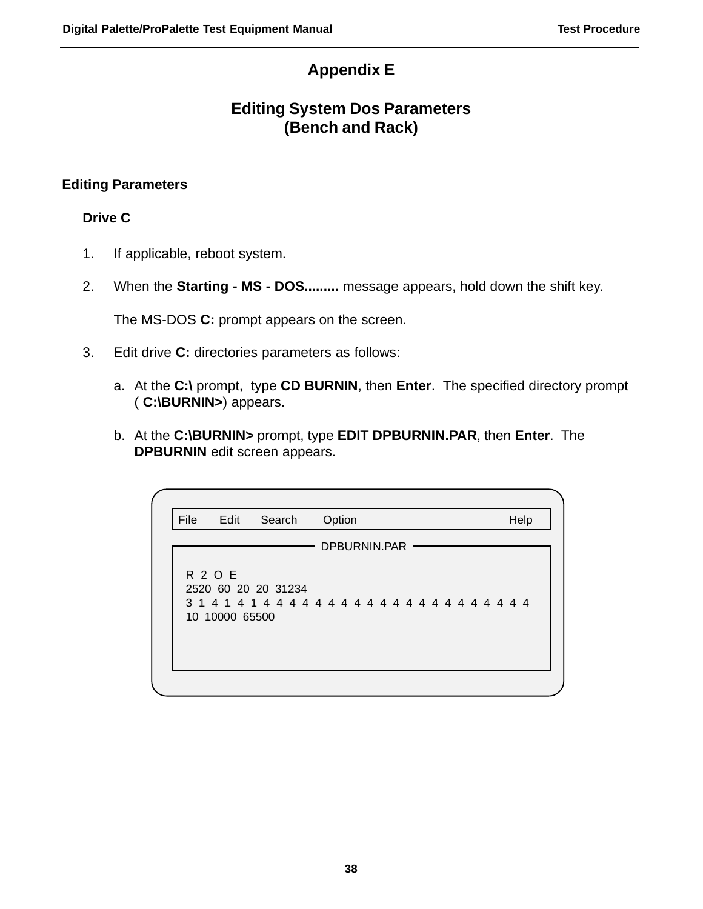# Appendix E

## Editing System Dos Parameters (Bench and Rack)

### Editing Parameters

#### Drive C

1. If applicable, reboot system.

2. When the **Starting - MS - DOS.........** message appears, hold down the shift key.

   The MS-DOS **C:** prompt appears on the screen.

3. Edit drive **C:** directories parameters as follows:

   a. At the **C:\** prompt, type **CD BURNIN**, then **Enter**. The specified directory prompt ( **C:\BURNIN>**) appears.

   b. At the **C:\BURNIN>** prompt, type **EDIT DPBURNIN.PAR**, then **Enter**. The **DPBURNIN** edit screen appears.

```
File    Edit    Search    Option                    Help

                    DPBURNIN.PAR

R  2  O  E
2520  60  20  20  31234
3  1  4  1  4  1  4  4  4  4  4  4  4  4  4  4  4  4  4  4  4  4  4  4  4
10  10000  65500
```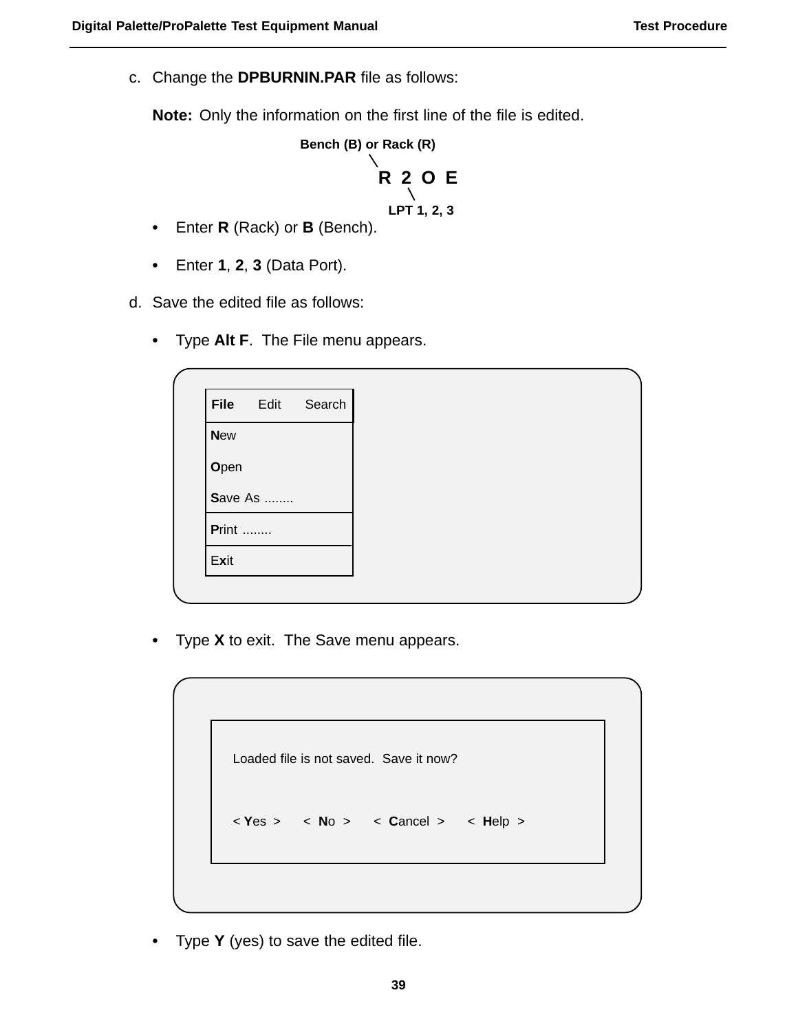c. Change the **DPBURNIN.PAR** file as follows:

**Note:** Only the information on the first line of the file is edited.

```
Bench (B) or Rack (R)
         \
          R 2 O E
             \
          LPT 1, 2, 3
```

- Enter **R** (Rack) or **B** (Bench).
- Enter **1**, **2**, **3** (Data Port).

d. Save the edited file as follows:

- Type **Alt F**. The File menu appears.

```
File   Edit   Search
--------------------
New
Open
Save As ........
--------------------
Print ........
--------------------
Exit
```

- Type **X** to exit. The Save menu appears.

```
Loaded file is not saved.  Save it now?

< Yes >    < No >    < Cancel >    < Help >
```

- Type **Y** (yes) to save the edited file.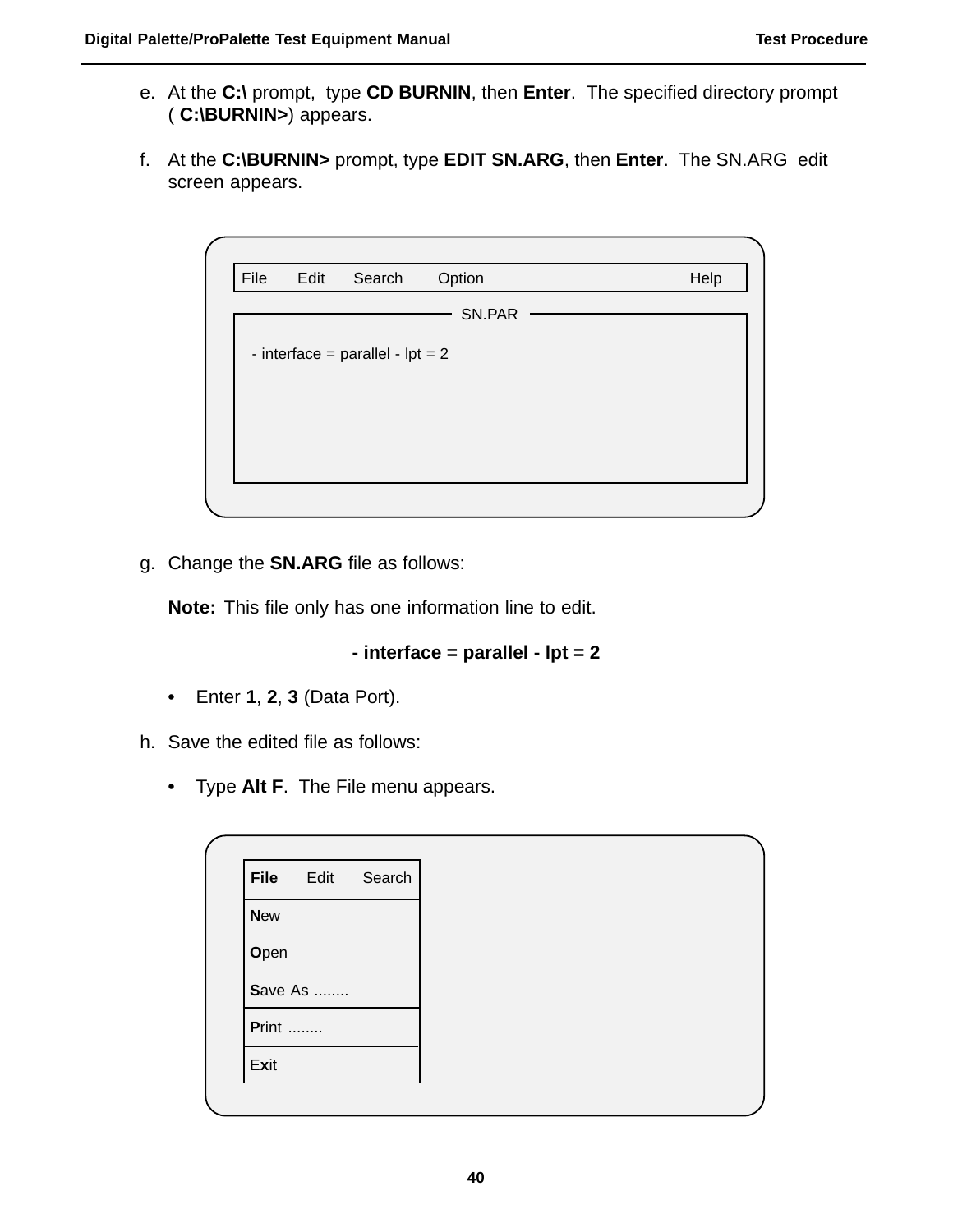e. At the **C:\** prompt, type **CD BURNIN**, then **Enter**. The specified directory prompt ( **C:\BURNIN>**) appears.

f. At the **C:\BURNIN>** prompt, type **EDIT SN.ARG**, then **Enter**. The SN.ARG edit screen appears.

```
File    Edit    Search    Option                    Help

                    SN.PAR
  - interface = parallel - lpt = 2
```

g. Change the **SN.ARG** file as follows:

**Note:** This file only has one information line to edit.

**- interface = parallel - lpt = 2**

- Enter **1**, **2**, **3** (Data Port).

h. Save the edited file as follows:

- Type **Alt F**. The File menu appears.

```
File    Edit    Search
New
Open
Save As ........
Print ........
Exit
```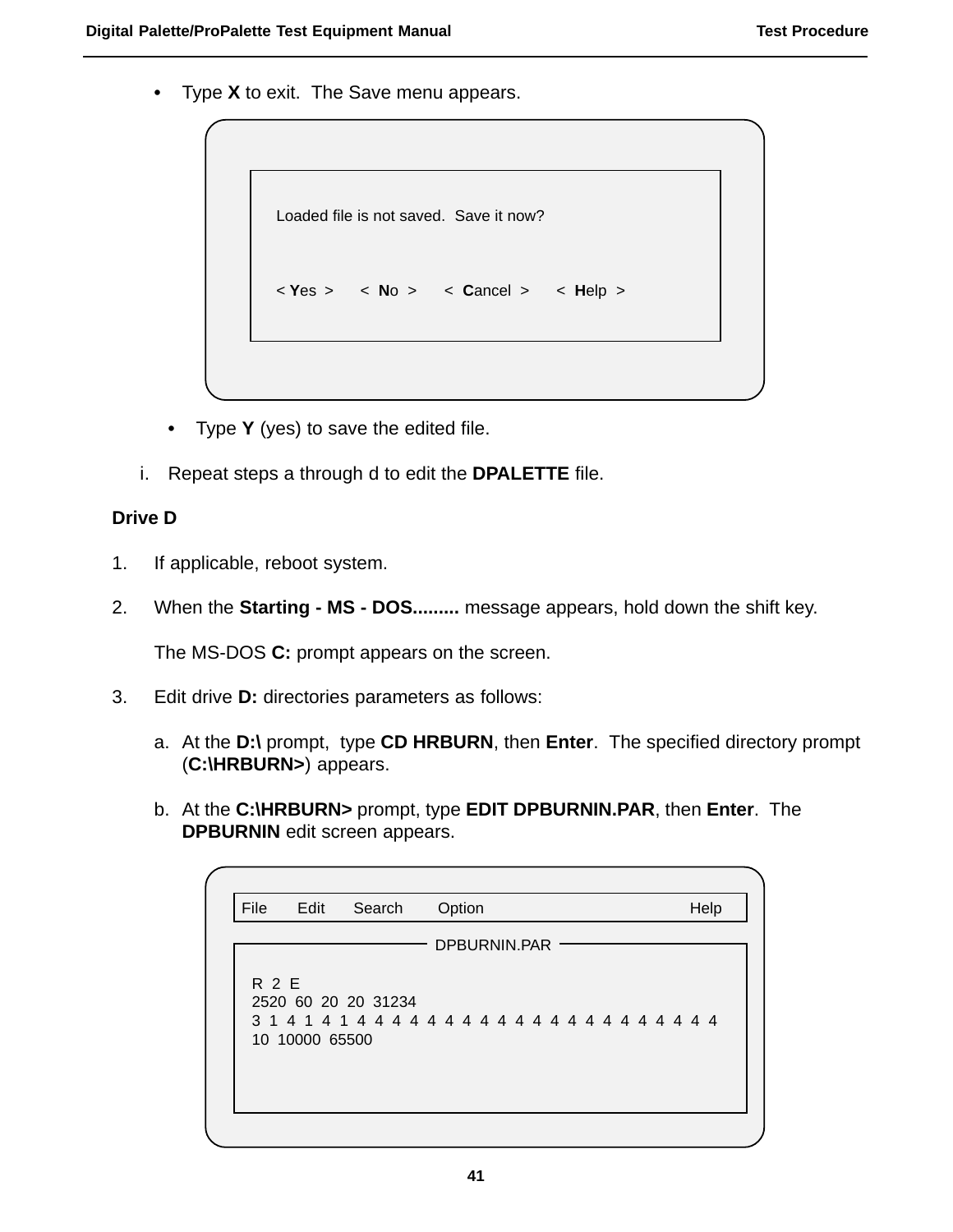- Type **X** to exit. The Save menu appears.

```
Loaded file is not saved.  Save it now?


< Yes >    <  No  >    <  Cancel  >    <  Help  >
```

- Type **Y** (yes) to save the edited file.

i. Repeat steps a through d to edit the **DPALETTE** file.

**Drive D**

1. If applicable, reboot system.

2. When the **Starting - MS - DOS.........** message appears, hold down the shift key.

   The MS-DOS **C:** prompt appears on the screen.

3. Edit drive **D:** directories parameters as follows:

   a. At the **D:\** prompt, type **CD HRBURN**, then **Enter**. The specified directory prompt (**C:\HRBURN>**) appears.

   b. At the **C:\HRBURN>** prompt, type **EDIT DPBURNIN.PAR**, then **Enter**. The **DPBURNIN** edit screen appears.

```
File    Edit    Search    Option                    Help

                    DPBURNIN.PAR

R  2  E
2520  60  20  20  31234
3  1  4  1  4  1  4  4  4  4  4  4  4  4  4  4  4  4  4  4  4  4  4  4  4
10  10000  65500
```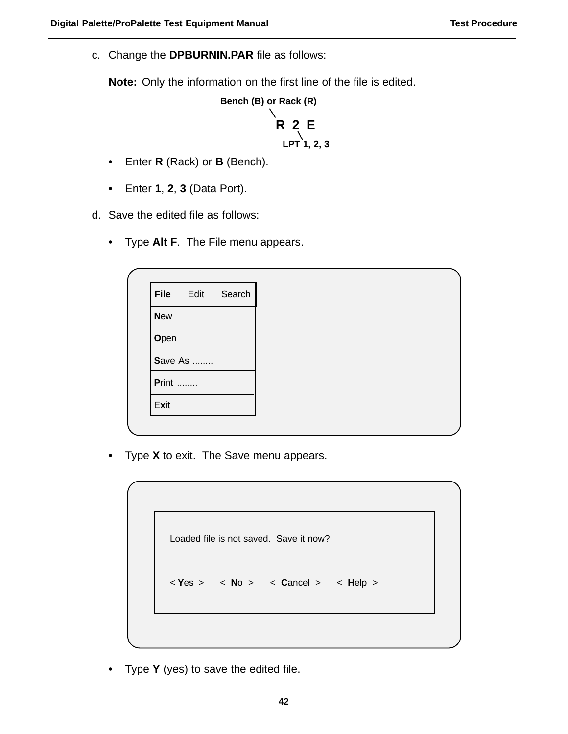c. Change the **DPBURNIN.PAR** file as follows:

**Note:** Only the information on the first line of the file is edited.

```
Bench (B) or Rack (R)
      \
       R  2  E
           \
        LPT 1, 2, 3
```

- Enter **R** (Rack) or **B** (Bench).
- Enter **1**, **2**, **3** (Data Port).

d. Save the edited file as follows:

- Type **Alt F**. The File menu appears.

```
File    Edit    Search
----------------------
New
Open
Save As ........
----------------------
Print ........
----------------------
Exit
```

- Type **X** to exit. The Save menu appears.

```
Loaded file is not saved.  Save it now?

< Yes >     < No >     < Cancel >     < Help >
```

- Type **Y** (yes) to save the edited file.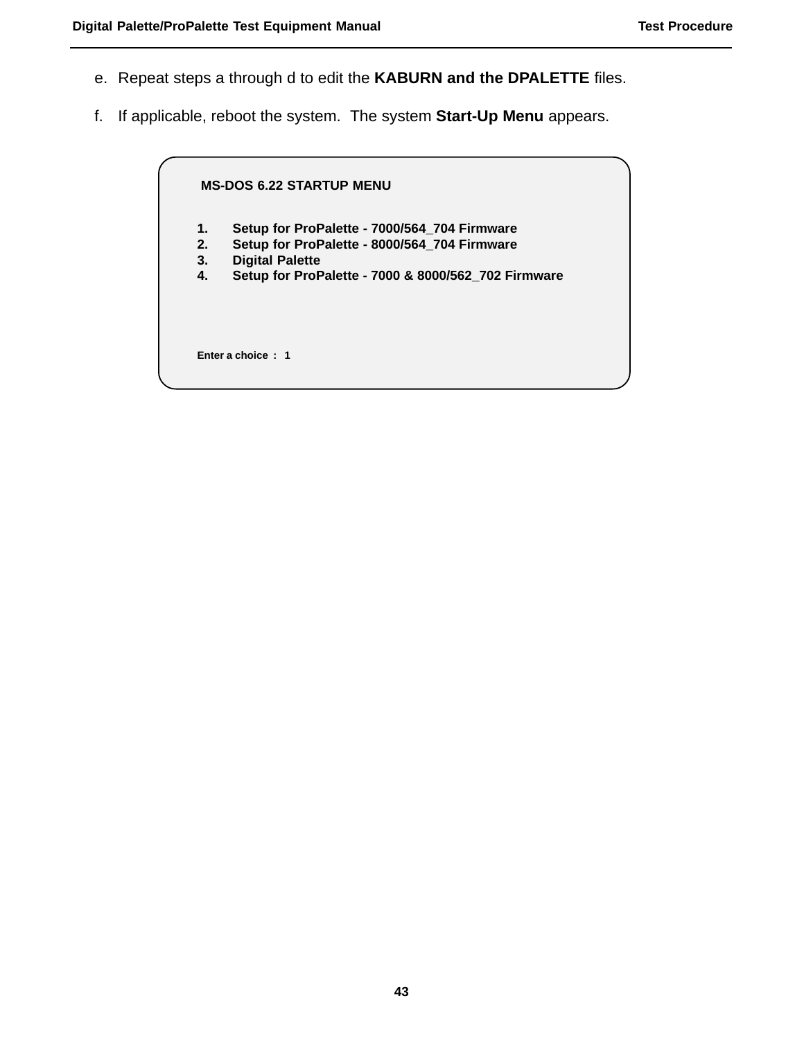e. Repeat steps a through d to edit the **KABURN and the DPALETTE** files.

f. If applicable, reboot the system. The system **Start-Up Menu** appears.

```
MS-DOS 6.22 STARTUP MENU

1.    Setup for ProPalette - 7000/564_704 Firmware
2.    Setup for ProPalette - 8000/564_704 Firmware
3.    Digital Palette
4.    Setup for ProPalette - 7000 & 8000/562_702 Firmware



Enter a choice  :   1
```